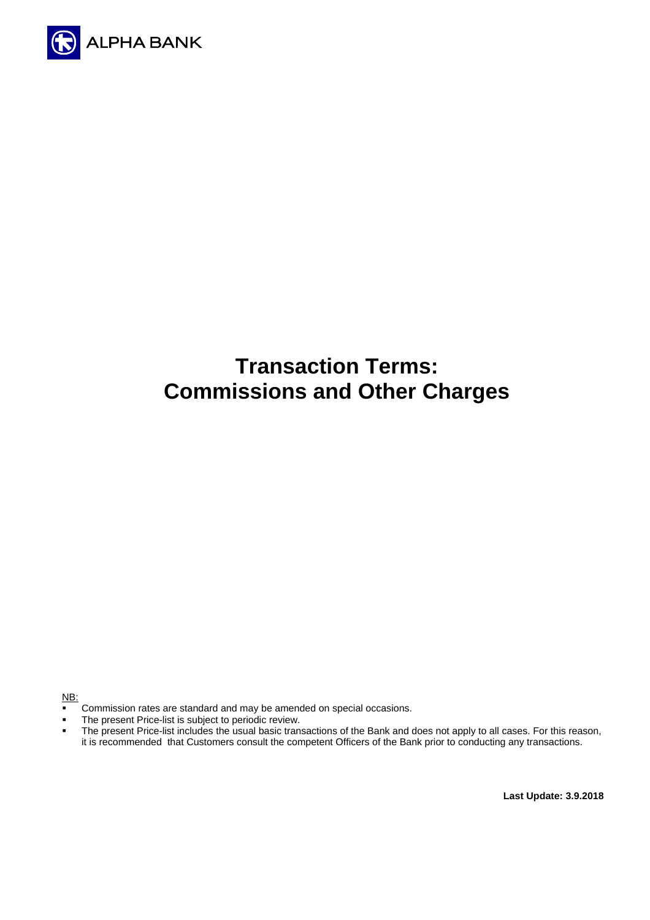ALPHA BANK

# Transaction Terms: Commissions and Other Charges

NB:

- Commission rates are standard and may be amended on special occasions.
- The present Price-list is subject to periodic review.
- The present Price-list includes the usual basic transactions of the Bank and does not apply to all cases. For this reason, it is recommended that Customers consult the competent Officers of the Bank prior to conducting any transactions.

**Last Update: 3.9.2018**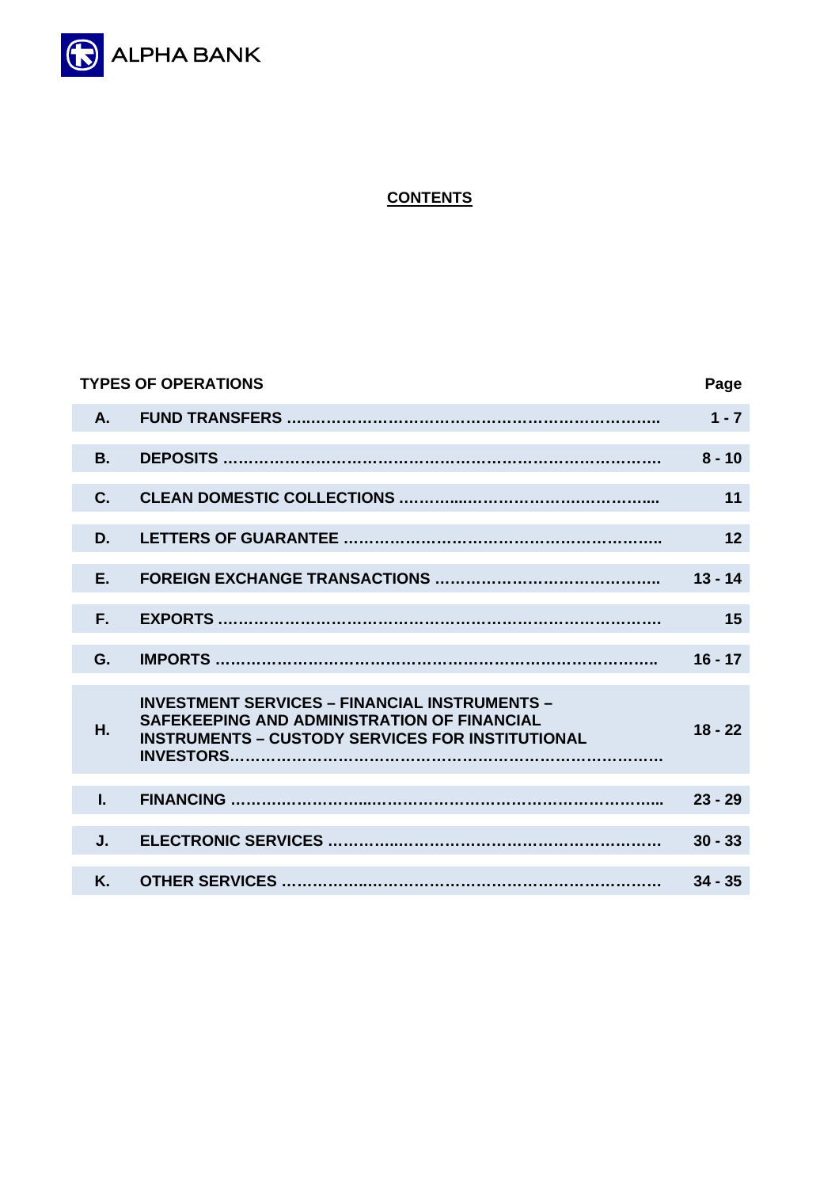ALPHA BANK

## CONTENTS

| | TYPES OF OPERATIONS | Page |
|---|---|---|
| **A.** | **FUND TRANSFERS ……………………………………………………………..** | **1 - 7** |
| **B.** | **DEPOSITS …………………………………………………………………….** | **8 - 10** |
| **C.** | **CLEAN DOMESTIC COLLECTIONS ………….……………………………....** | **11** |
| **D.** | **LETTERS OF GUARANTEE …………………………………………………..** | **12** |
| **E.** | **FOREIGN EXCHANGE TRANSACTIONS ……………………………………..** | **13 - 14** |
| **F.** | **EXPORTS ……………………………………………………………………….** | **15** |
| **G.** | **IMPORTS ……………………………………………………………………….** | **16 - 17** |
| **H.** | **INVESTMENT SERVICES – FINANCIAL INSTRUMENTS – SAFEKEEPING AND ADMINISTRATION OF FINANCIAL INSTRUMENTS – CUSTODY SERVICES FOR INSTITUTIONAL INVESTORS……………………………………………………………………….** | **18 - 22** |
| **I.** | **FINANCING ……………………..………………………………………………..** | **23 - 29** |
| **J.** | **ELECTRONIC SERVICES ……….…..…………………………………………** | **30 - 33** |
| **K.** | **OTHER SERVICES ……………..………………………………………………** | **34 - 35** |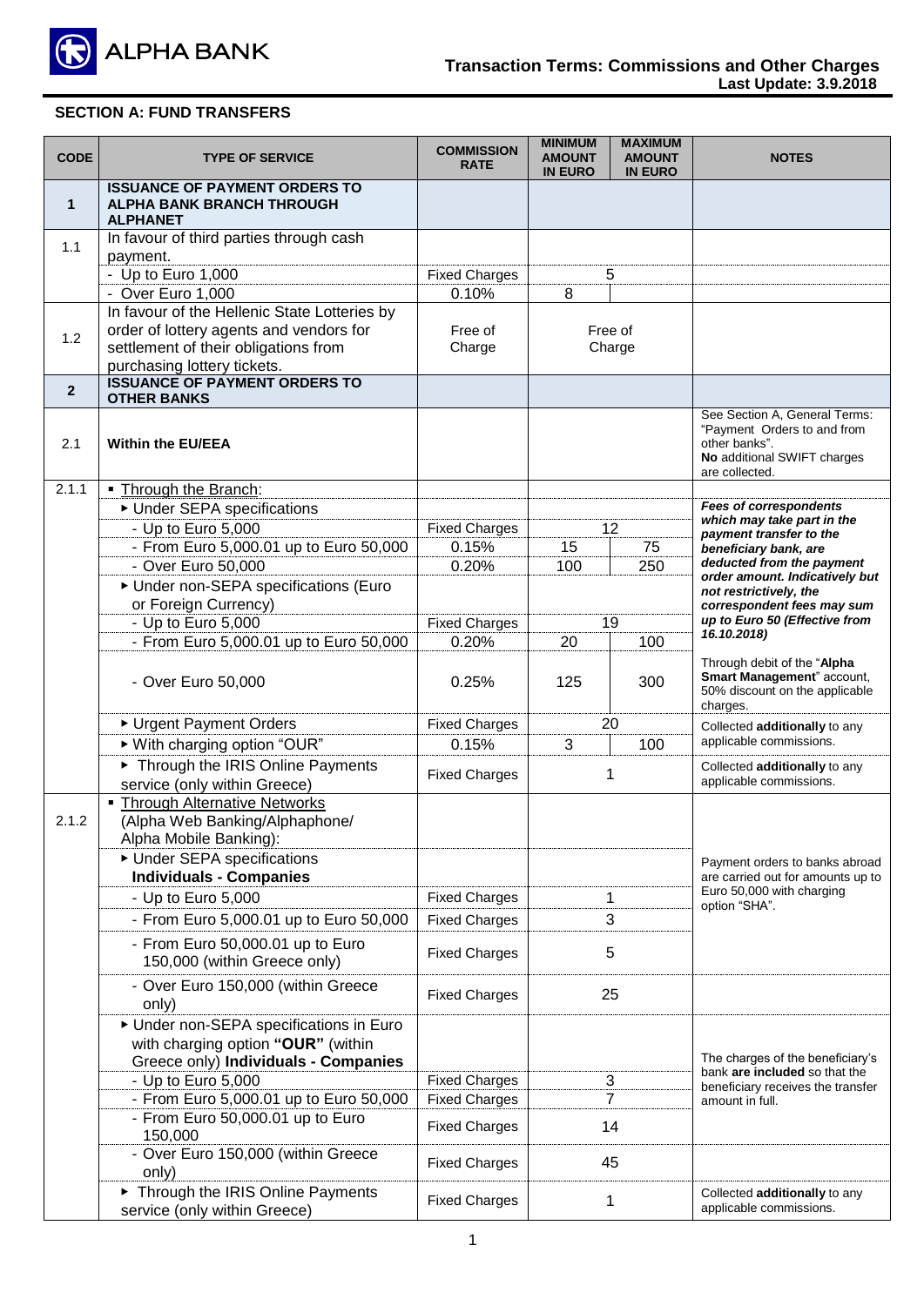## SECTION A: FUND TRANSFERS

| CODE | TYPE OF SERVICE | COMMISSION RATE | MINIMUM AMOUNT IN EURO | MAXIMUM AMOUNT IN EURO | NOTES |
|---|---|---|---|---|---|
| **1** | **ISSUANCE OF PAYMENT ORDERS TO ALPHA BANK BRANCH THROUGH ALPHANET** | | | | |
| 1.1 | In favour of third parties through cash payment. | | | | |
| | - Up to Euro 1,000 | Fixed Charges | 5 | | |
| | - Over Euro 1,000 | 0.10% | 8 | | |
| 1.2 | In favour of the Hellenic State Lotteries by order of lottery agents and vendors for settlement of their obligations from purchasing lottery tickets. | Free of Charge | Free of Charge | | |
| **2** | **ISSUANCE OF PAYMENT ORDERS TO OTHER BANKS** | | | | |
| 2.1 | **Within the EU/EEA** | | | | See Section A, General Terms: "Payment Orders to and from other banks". **No** additional SWIFT charges are collected. |
| 2.1.1 | ▪ Through the Branch: | | | | |
| | ▸ Under SEPA specifications | | | | ***Fees of correspondents which may take part in the payment transfer to the beneficiary bank, are deducted from the payment order amount. Indicatively but not restrictively, the correspondent fees may sum up to Euro 50 (Effective from 16.10.2018)*** |
| | - Up to Euro 5,000 | Fixed Charges | 12 | | |
| | - From Euro 5,000.01 up to Euro 50,000 | 0.15% | 15 | 75 | |
| | - Over Euro 50,000 | 0.20% | 100 | 250 | |
| | ▸ Under non-SEPA specifications (Euro or Foreign Currency) | | | | |
| | - Up to Euro 5,000 | Fixed Charges | 19 | | |
| | - From Euro 5,000.01 up to Euro 50,000 | 0.20% | 20 | 100 | |
| | - Over Euro 50,000 | 0.25% | 125 | 300 | Through debit of the "**Alpha Smart Management**" account, 50% discount on the applicable charges. |
| | ▸ Urgent Payment Orders | Fixed Charges | 20 | | Collected **additionally** to any applicable commissions. |
| | ▸ With charging option "OUR" | 0.15% | 3 | 100 | |
| | ▸ Through the IRIS Online Payments service (only within Greece) | Fixed Charges | 1 | | Collected **additionally** to any applicable commissions. |
| 2.1.2 | ▪ Through Alternative Networks (Alpha Web Banking/Alphaphone/ Alpha Mobile Banking): | | | | |
| | ▸ Under SEPA specifications **Individuals - Companies** | | | | Payment orders to banks abroad are carried out for amounts up to Euro 50,000 with charging option "SHA". |
| | - Up to Euro 5,000 | Fixed Charges | 1 | | |
| | - From Euro 5,000.01 up to Euro 50,000 | Fixed Charges | 3 | | |
| | - From Euro 50,000.01 up to Euro 150,000 (within Greece only) | Fixed Charges | 5 | | |
| | - Over Euro 150,000 (within Greece only) | Fixed Charges | 25 | | |
| | ▸ Under non-SEPA specifications in Euro with charging option **"OUR"** (within Greece only) **Individuals - Companies** | | | | The charges of the beneficiary's bank **are included** so that the beneficiary receives the transfer amount in full. |
| | - Up to Euro 5,000 | Fixed Charges | 3 | | |
| | - From Euro 5,000.01 up to Euro 50,000 | Fixed Charges | 7 | | |
| | - From Euro 50,000.01 up to Euro 150,000 | Fixed Charges | 14 | | |
| | - Over Euro 150,000 (within Greece only) | Fixed Charges | 45 | | |
| | ▸ Through the IRIS Online Payments service (only within Greece) | Fixed Charges | 1 | | Collected **additionally** to any applicable commissions. |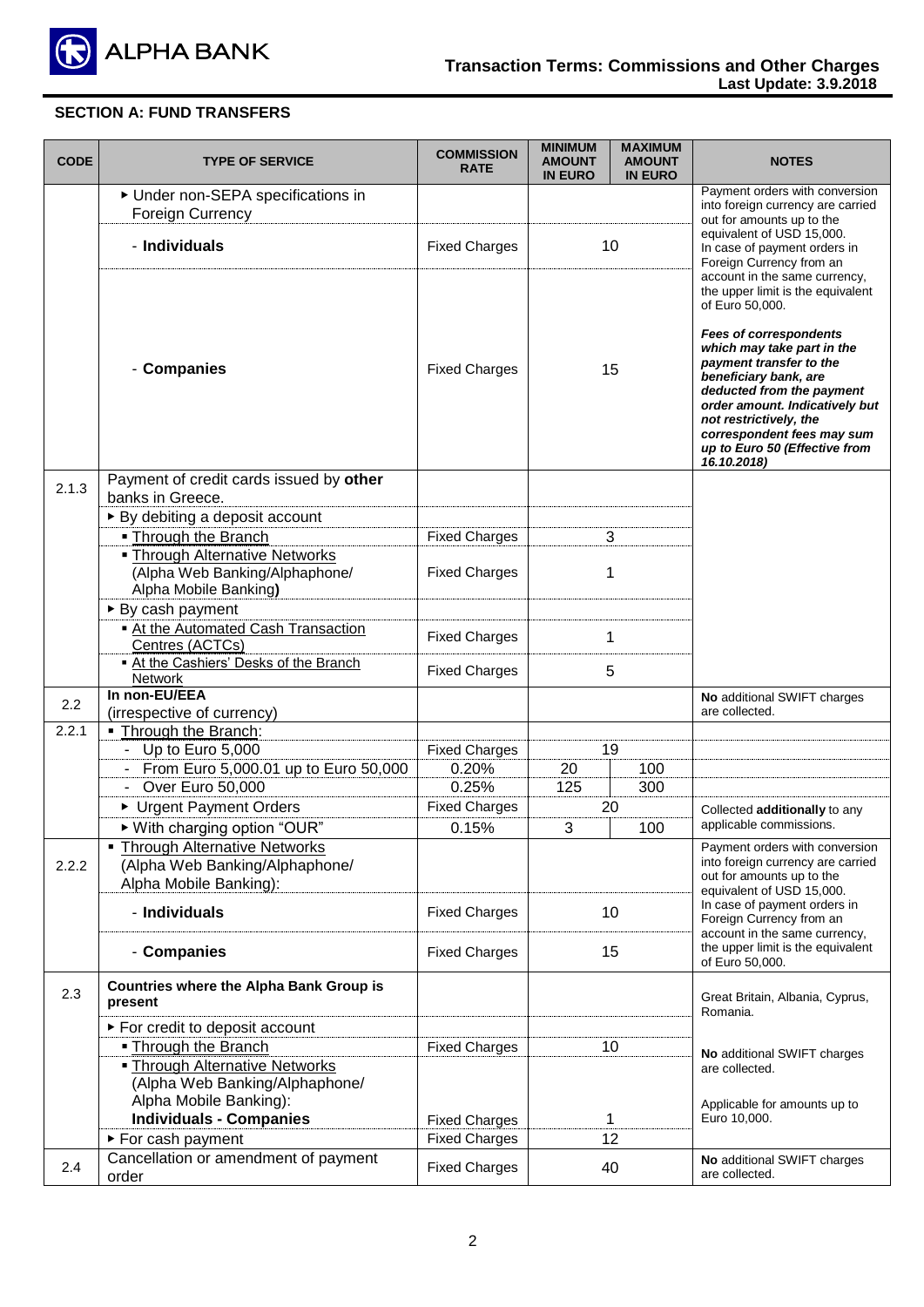## SECTION A: FUND TRANSFERS

| CODE | TYPE OF SERVICE | COMMISSION RATE | MINIMUM AMOUNT IN EURO | MAXIMUM AMOUNT IN EURO | NOTES |
|---|---|---|---|---|---|
| | ▸ Under non-SEPA specifications in Foreign Currency | | | | Payment orders with conversion into foreign currency are carried out for amounts up to the equivalent of USD 15,000. In case of payment orders in Foreign Currency from an account in the same currency, the upper limit is the equivalent of Euro 50,000. ***Fees of correspondents which may take part in the payment transfer to the beneficiary bank, are deducted from the payment order amount. Indicatively but not restrictively, the correspondent fees may sum up to Euro 50 (Effective from 16.10.2018)*** |
| | - **Individuals** | Fixed Charges | 10 | | |
| | - **Companies** | Fixed Charges | 15 | | |
| 2.1.3 | Payment of credit cards issued by **other** banks in Greece. | | | | |
| | ▸ By debiting a deposit account | | | | |
| | ▪ Through the Branch | Fixed Charges | 3 | | |
| | ▪ Through Alternative Networks (Alpha Web Banking/Alphaphone/ Alpha Mobile Banking**)** | Fixed Charges | 1 | | |
| | ▸ By cash payment | | | | |
| | ▪ At the Automated Cash Transaction Centres (ACTCs) | Fixed Charges | 1 | | |
| | ▪ At the Cashiers' Desks of the Branch Network | Fixed Charges | 5 | | |
| 2.2 | **In non-EU/EEA** (irrespective of currency) | | | | **No** additional SWIFT charges are collected. |
| 2.2.1 | ▪ Through the Branch: | | | | |
| | - Up to Euro 5,000 | Fixed Charges | 19 | | |
| | - From Euro 5,000.01 up to Euro 50,000 | 0.20% | 20 | 100 | |
| | - Over Euro 50,000 | 0.25% | 125 | 300 | |
| | ▸ Urgent Payment Orders | Fixed Charges | 20 | | Collected **additionally** to any applicable commissions. |
| | ▸ With charging option "OUR" | 0.15% | 3 | 100 | |
| 2.2.2 | ▪ Through Alternative Networks (Alpha Web Banking/Alphaphone/ Alpha Mobile Banking): | | | | Payment orders with conversion into foreign currency are carried out for amounts up to the equivalent of USD 15,000. In case of payment orders in Foreign Currency from an account in the same currency, the upper limit is the equivalent of Euro 50,000. |
| | - **Individuals** | Fixed Charges | 10 | | |
| | - **Companies** | Fixed Charges | 15 | | |
| 2.3 | **Countries where the Alpha Bank Group is present** | | | | Great Britain, Albania, Cyprus, Romania. |
| | ▸ For credit to deposit account | | | | **No** additional SWIFT charges are collected. Applicable for amounts up to Euro 10,000. |
| | ▪ Through the Branch | Fixed Charges | 10 | | |
| | ▪ Through Alternative Networks (Alpha Web Banking/Alphaphone/ Alpha Mobile Banking): **Individuals - Companies** | Fixed Charges | 1 | | |
| | ▸ For cash payment | Fixed Charges | 12 | | |
| 2.4 | Cancellation or amendment of payment order | Fixed Charges | 40 | | **No** additional SWIFT charges are collected. |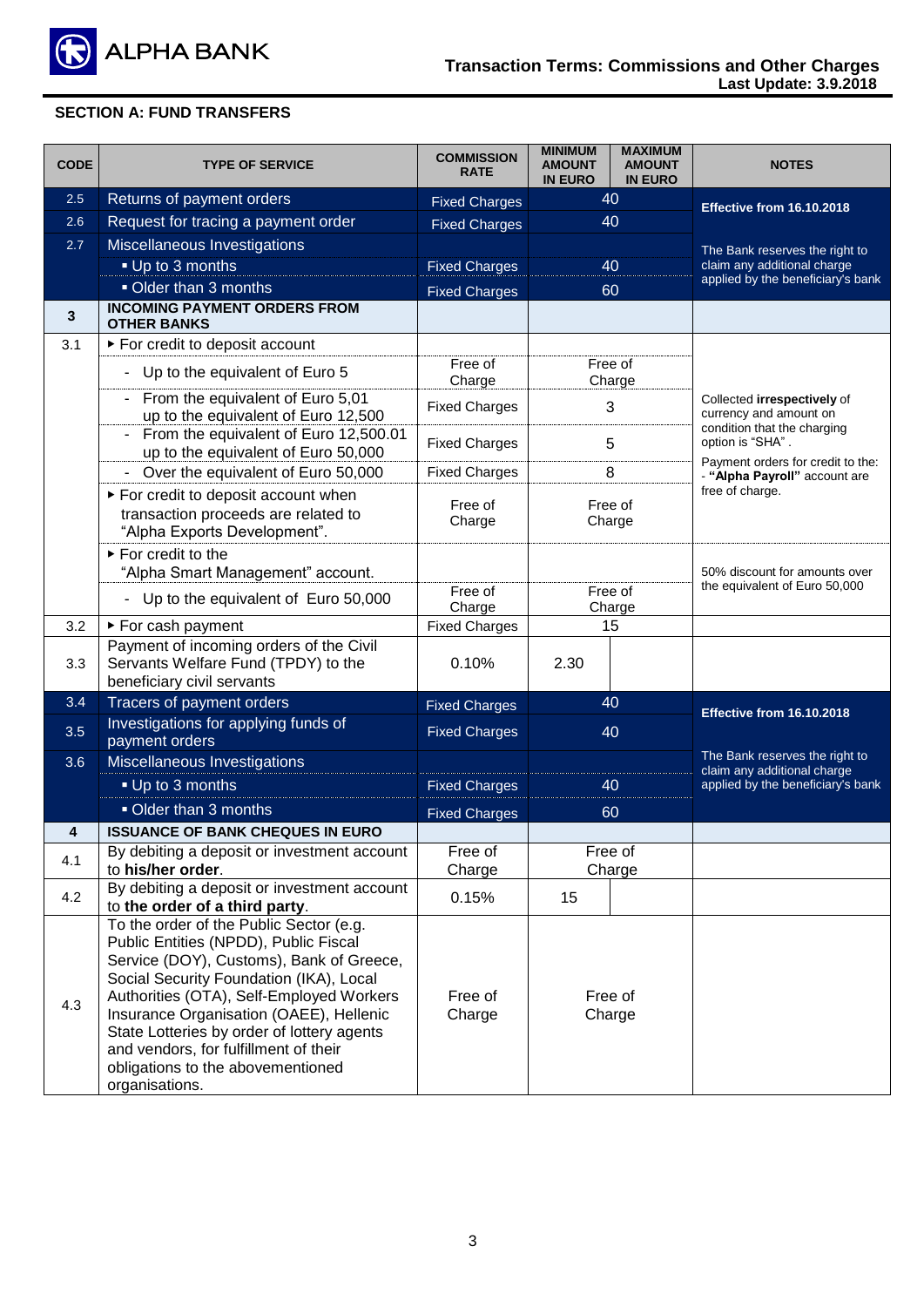## SECTION A: FUND TRANSFERS

| CODE | TYPE OF SERVICE | COMMISSION RATE | MINIMUM AMOUNT IN EURO | MAXIMUM AMOUNT IN EURO | NOTES |
|---|---|---|---|---|---|
| 2.5 | Returns of payment orders | Fixed Charges | 40 | | **Effective from 16.10.2018** |
| 2.6 | Request for tracing a payment order | Fixed Charges | 40 | | |
| 2.7 | Miscellaneous Investigations | | | | The Bank reserves the right to claim any additional charge applied by the beneficiary's bank |
| | ▪ Up to 3 months | Fixed Charges | 40 | | |
| | ▪ Older than 3 months | Fixed Charges | 60 | | |
| **3** | **INCOMING PAYMENT ORDERS FROM OTHER BANKS** | | | | |
| 3.1 | ▸ For credit to deposit account | | | | Collected **irrespectively** of currency and amount on condition that the charging option is "SHA". Payment orders for credit to the: - **"Alpha Payroll"** account are free of charge. |
| | - Up to the equivalent of Euro 5 | Free of Charge | Free of Charge | | |
| | - From the equivalent of Euro 5,01 up to the equivalent of Euro 12,500 | Fixed Charges | 3 | | |
| | - From the equivalent of Euro 12,500.01 up to the equivalent of Euro 50,000 | Fixed Charges | 5 | | |
| | - Over the equivalent of Euro 50,000 | Fixed Charges | 8 | | |
| | ▸ For credit to deposit account when transaction proceeds are related to "Alpha Exports Development". | Free of Charge | Free of Charge | | |
| | ▸ For credit to the "Alpha Smart Management" account. | | | | 50% discount for amounts over the equivalent of Euro 50,000 |
| | - Up to the equivalent of Euro 50,000 | Free of Charge | Free of Charge | | |
| 3.2 | ▸ For cash payment | Fixed Charges | 15 | | |
| 3.3 | Payment of incoming orders of the Civil Servants Welfare Fund (TPDY) to the beneficiary civil servants | 0.10% | 2.30 | | |
| 3.4 | Tracers of payment orders | Fixed Charges | 40 | | **Effective from 16.10.2018** |
| 3.5 | Investigations for applying funds of payment orders | Fixed Charges | 40 | | |
| 3.6 | Miscellaneous Investigations | | | | The Bank reserves the right to claim any additional charge applied by the beneficiary's bank |
| | ▪ Up to 3 months | Fixed Charges | 40 | | |
| | ▪ Older than 3 months | Fixed Charges | 60 | | |
| **4** | **ISSUANCE OF BANK CHEQUES IN EURO** | | | | |
| 4.1 | By debiting a deposit or investment account to **his/her order**. | Free of Charge | Free of Charge | | |
| 4.2 | By debiting a deposit or investment account to **the order of a third party**. | 0.15% | 15 | | |
| 4.3 | To the order of the Public Sector (e.g. Public Entities (NPDD), Public Fiscal Service (DOY), Customs), Bank of Greece, Social Security Foundation (IKA), Local Authorities (OTA), Self-Employed Workers Insurance Organisation (OAEE), Hellenic State Lotteries by order of lottery agents and vendors, for fulfillment of their obligations to the abovementioned organisations. | Free of Charge | Free of Charge | | |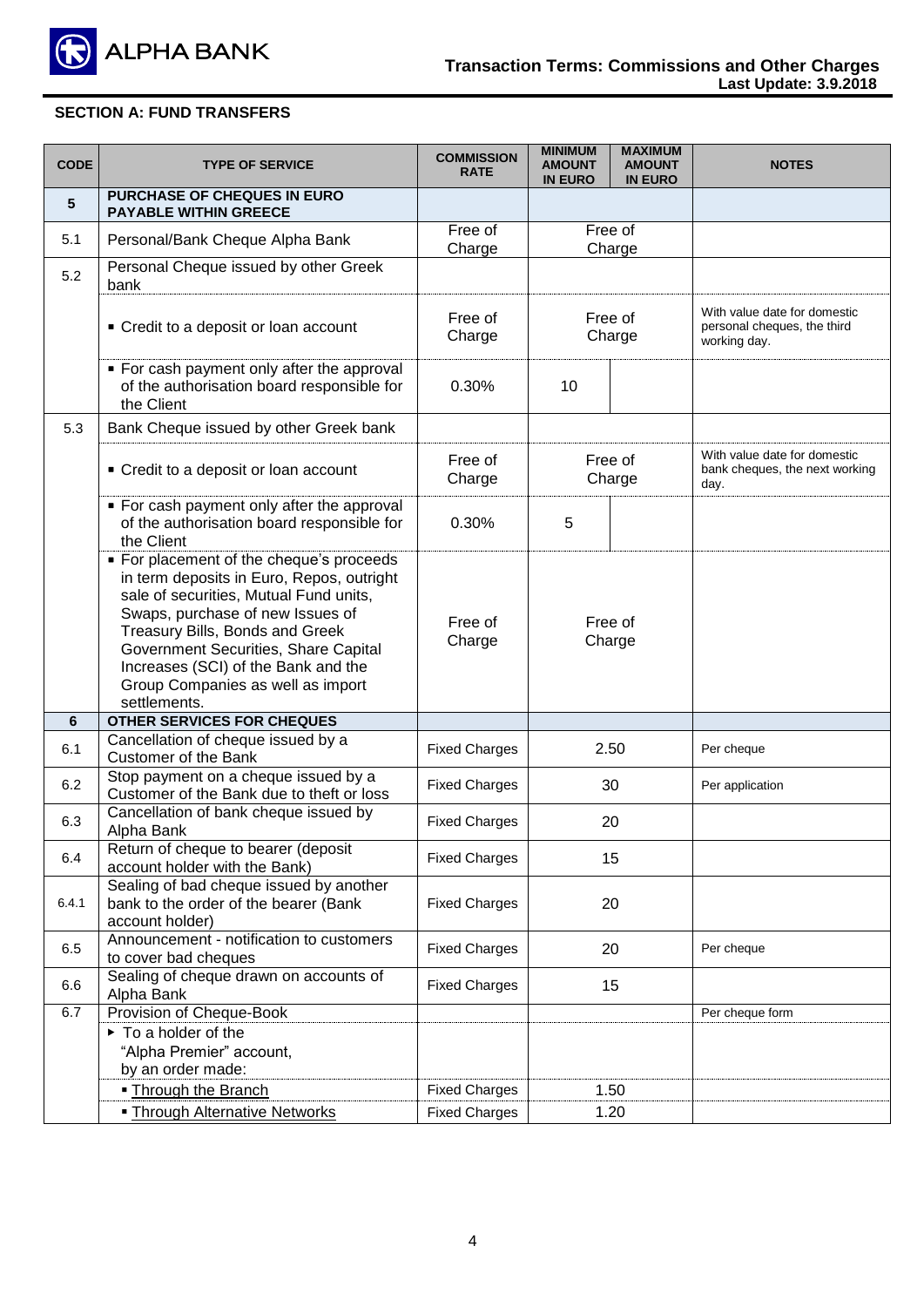## SECTION A: FUND TRANSFERS

| CODE | TYPE OF SERVICE | COMMISSION RATE | MINIMUM AMOUNT IN EURO | MAXIMUM AMOUNT IN EURO | NOTES |
|---|---|---|---|---|---|
| **5** | **PURCHASE OF CHEQUES IN EURO PAYABLE WITHIN GREECE** | | | | |
| 5.1 | Personal/Bank Cheque Alpha Bank | Free of Charge | Free of Charge | | |
| 5.2 | Personal Cheque issued by other Greek bank | | | | |
| | ▪ Credit to a deposit or loan account | Free of Charge | Free of Charge | | With value date for domestic personal cheques, the third working day. |
| | ▪ For cash payment only after the approval of the authorisation board responsible for the Client | 0.30% | 10 | | |
| 5.3 | Bank Cheque issued by other Greek bank | | | | |
| | ▪ Credit to a deposit or loan account | Free of Charge | Free of Charge | | With value date for domestic bank cheques, the next working day. |
| | ▪ For cash payment only after the approval of the authorisation board responsible for the Client | 0.30% | 5 | | |
| | ▪ For placement of the cheque's proceeds in term deposits in Euro, Repos, outright sale of securities, Mutual Fund units, Swaps, purchase of new Issues of Treasury Bills, Bonds and Greek Government Securities, Share Capital Increases (SCI) of the Bank and the Group Companies as well as import settlements. | Free of Charge | Free of Charge | | |
| **6** | **OTHER SERVICES FOR CHEQUES** | | | | |
| 6.1 | Cancellation of cheque issued by a Customer of the Bank | Fixed Charges | 2.50 | | Per cheque |
| 6.2 | Stop payment on a cheque issued by a Customer of the Bank due to theft or loss | Fixed Charges | 30 | | Per application |
| 6.3 | Cancellation of bank cheque issued by Alpha Bank | Fixed Charges | 20 | | |
| 6.4 | Return of cheque to bearer (deposit account holder with the Bank) | Fixed Charges | 15 | | |
| 6.4.1 | Sealing of bad cheque issued by another bank to the order of the bearer (Bank account holder) | Fixed Charges | 20 | | |
| 6.5 | Announcement - notification to customers to cover bad cheques | Fixed Charges | 20 | | Per cheque |
| 6.6 | Sealing of cheque drawn on accounts of Alpha Bank | Fixed Charges | 15 | | |
| 6.7 | Provision of Cheque-Book | | | | Per cheque form |
| | ▸ To a holder of the "Alpha Premier" account, by an order made: | | | | |
| | ▪ Through the Branch | Fixed Charges | 1.50 | | |
| | ▪ Through Alternative Networks | Fixed Charges | 1.20 | | |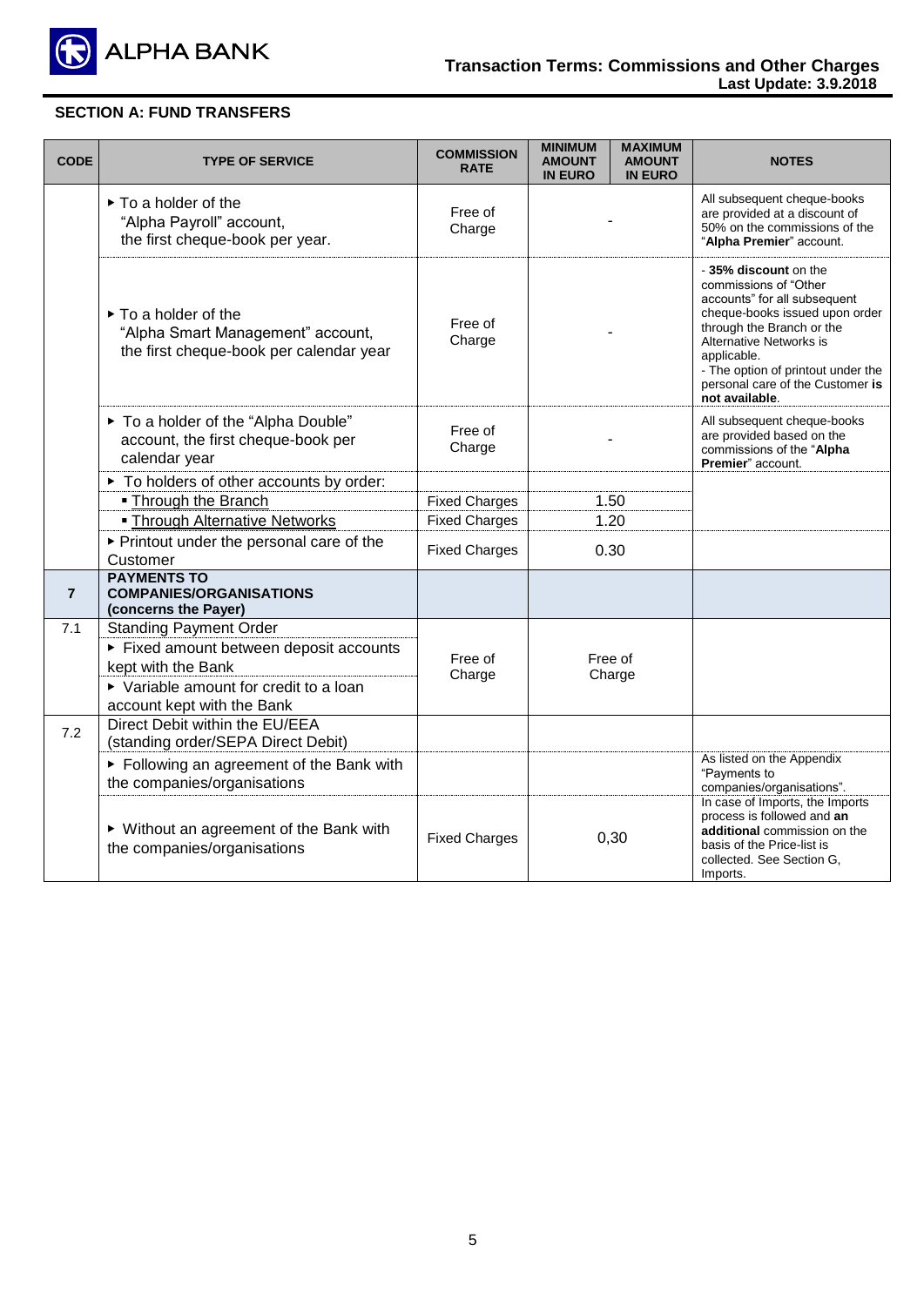## SECTION A: FUND TRANSFERS

| CODE | TYPE OF SERVICE | COMMISSION RATE | MINIMUM AMOUNT IN EURO | MAXIMUM AMOUNT IN EURO | NOTES |
|---|---|---|---|---|---|
| | ▸ To a holder of the "Alpha Payroll" account, the first cheque-book per year. | Free of Charge | - | | All subsequent cheque-books are provided at a discount of 50% on the commissions of the "**Alpha Premier**" account. |
| | ▸ To a holder of the "Alpha Smart Management" account, the first cheque-book per calendar year | Free of Charge | - | | - **35% discount** on the commissions of "Other accounts" for all subsequent cheque-books issued upon order through the Branch or the Alternative Networks is applicable.<br>- The option of printout under the personal care of the Customer **is not available**. |
| | ▸ To a holder of the "Alpha Double" account, the first cheque-book per calendar year | Free of Charge | - | | All subsequent cheque-books are provided based on the commissions of the "**Alpha Premier**" account. |
| | ▸ To holders of other accounts by order: | | | | |
| | ▪ Through the Branch | Fixed Charges | 1.50 | | |
| | ▪ Through Alternative Networks | Fixed Charges | 1.20 | | |
| | ▸ Printout under the personal care of the Customer | Fixed Charges | 0.30 | | |
| **7** | **PAYMENTS TO COMPANIES/ORGANISATIONS (concerns the Payer)** | | | | |
| 7.1 | Standing Payment Order<br>▸ Fixed amount between deposit accounts kept with the Bank<br>▸ Variable amount for credit to a loan account kept with the Bank | Free of Charge | Free of Charge | | |
| 7.2 | Direct Debit within the EU/EEA (standing order/SEPA Direct Debit) | | | | |
| | ▸ Following an agreement of the Bank with the companies/organisations | | | | As listed on the Appendix "Payments to companies/organisations". |
| | ▸ Without an agreement of the Bank with the companies/organisations | Fixed Charges | 0,30 | | In case of Imports, the Imports process is followed and **an additional** commission on the basis of the Price-list is collected. See Section G, Imports. |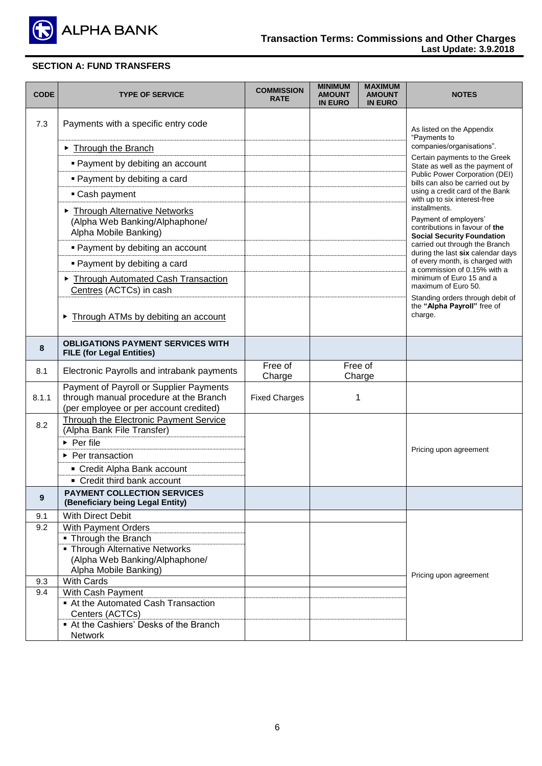## SECTION A: FUND TRANSFERS

| CODE | TYPE OF SERVICE | COMMISSION RATE | MINIMUM AMOUNT IN EURO | MAXIMUM AMOUNT IN EURO | NOTES |
|---|---|---|---|---|---|
| 7.3 | Payments with a specific entry code | | | | As listed on the Appendix "Payments to companies/organisations". Certain payments to the Greek State as well as the payment of Public Power Corporation (DEI) bills can also be carried out by using a credit card of the Bank with up to six interest-free installments. Payment of employers' contributions in favour of **the Social Security Foundation** carried out through the Branch during the last **six** calendar days of every month, is charged with a commission of 0.15% with a minimum of Euro 15 and a maximum of Euro 50. Standing orders through debit of the **"Alpha Payroll"** free of charge. |
| | ▸ Through the Branch | | | | |
| | ▪ Payment by debiting an account | | | | |
| | ▪ Payment by debiting a card | | | | |
| | ▪ Cash payment | | | | |
| | ▸ Through Alternative Networks (Alpha Web Banking/Alphaphone/ Alpha Mobile Banking) | | | | |
| | ▪ Payment by debiting an account | | | | |
| | ▪ Payment by debiting a card | | | | |
| | ▸ Through Automated Cash Transaction Centres (ACTCs) in cash | | | | |
| | ▸ Through ATMs by debiting an account | | | | |
| **8** | **OBLIGATIONS PAYMENT SERVICES WITH FILE (for Legal Entities)** | | | | |
| 8.1 | Electronic Payrolls and intrabank payments | Free of Charge | Free of Charge | | |
| 8.1.1 | Payment of Payroll or Supplier Payments through manual procedure at the Branch (per employee or per account credited) | Fixed Charges | 1 | | |
| 8.2 | Through the Electronic Payment Service (Alpha Bank File Transfer) | | | | Pricing upon agreement |
| | ▸ Per file | | | | |
| | ▸ Per transaction | | | | |
| | ▪ Credit Alpha Bank account | | | | |
| | ▪ Credit third bank account | | | | |
| **9** | **PAYMENT COLLECTION SERVICES (Beneficiary being Legal Entity)** | | | | |
| 9.1 | With Direct Debit | | | | Pricing upon agreement |
| 9.2 | With Payment Orders | | | | |
| | ▪ Through the Branch | | | | |
| | ▪ Through Alternative Networks (Alpha Web Banking/Alphaphone/ Alpha Mobile Banking) | | | | |
| 9.3 | With Cards | | | | |
| 9.4 | With Cash Payment | | | | |
| | ▪ At the Automated Cash Transaction Centers (ACTCs) | | | | |
| | ▪ At the Cashiers' Desks of the Branch Network | | | | |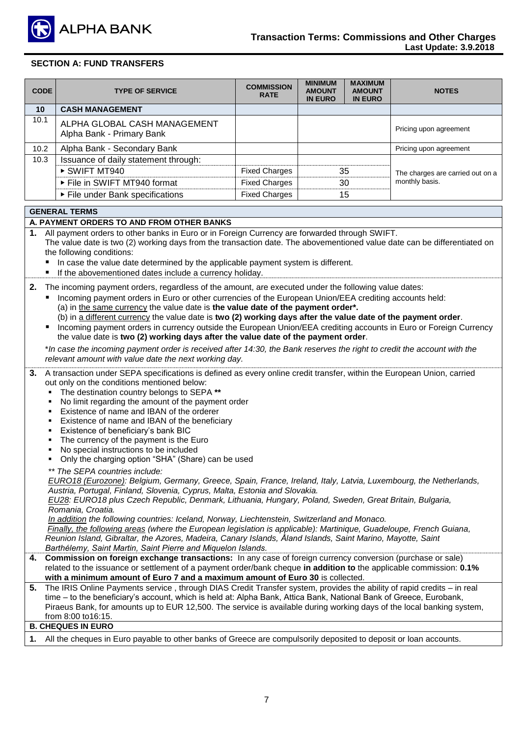## SECTION A: FUND TRANSFERS

| CODE | TYPE OF SERVICE | COMMISSION RATE | MINIMUM AMOUNT IN EURO | MAXIMUM AMOUNT IN EURO | NOTES |
|---|---|---|---|---|---|
| **10** | **CASH MANAGEMENT** | | | | |
| 10.1 | ALPHA GLOBAL CASH MANAGEMENT<br>Alpha Bank - Primary Bank | | | | Pricing upon agreement |
| 10.2 | Alpha Bank - Secondary Bank | | | | Pricing upon agreement |
| 10.3 | Issuance of daily statement through: | | | | The charges are carried out on a monthly basis. |
| | ▸ SWIFT MT940 | Fixed Charges | 35 | | |
| | ▸ File in SWIFT MT940 format | Fixed Charges | 30 | | |
| | ▸ File under Bank specifications | Fixed Charges | 15 | | |

### GENERAL TERMS

#### A. PAYMENT ORDERS TO AND FROM OTHER BANKS

**1.** All payment orders to other banks in Euro or in Foreign Currency are forwarded through SWIFT.
The value date is two (2) working days from the transaction date. The abovementioned value date can be differentiated on the following conditions:

- In case the value date determined by the applicable payment system is different.
- If the abovementioned dates include a currency holiday.

**2.** The incoming payment orders, regardless of the amount, are executed under the following value dates:

- Incoming payment orders in Euro or other currencies of the European Union/EEA crediting accounts held:
  (a) in the same currency the value date is **the value date of the payment order\***.
  (b) in a different currency the value date is **two (2) working days after the value date of the payment order**.
- Incoming payment orders in currency outside the European Union/EEA crediting accounts in Euro or Foreign Currency the value date is **two (2) working days after the value date of the payment order**.

\**In case the incoming payment order is received after 14:30, the Bank reserves the right to credit the account with the relevant amount with value date the next working day.*

**3.** A transaction under SEPA specifications is defined as every online credit transfer, within the European Union, carried out only on the conditions mentioned below:

- The destination country belongs to SEPA **\*\***
- No limit regarding the amount of the payment order
- Existence of name and IBAN of the orderer
- Existence of name and IBAN of the beneficiary
- Existence of beneficiary's bank BIC
- The currency of the payment is the Euro
- No special instructions to be included
- Only the charging option "SHA" (Share) can be used

*\*\* The SEPA countries include:*
*EURO18 (Eurozone): Belgium, Germany, Greece, Spain, France, Ireland, Italy, Latvia, Luxembourg, the Netherlands, Austria, Portugal, Finland, Slovenia, Cyprus, Malta, Estonia and Slovakia.*
*EU28: EURO18 plus Czech Republic, Denmark, Lithuania, Hungary, Poland, Sweden, Great Britain, Bulgaria, Romania, Croatia.*
*In addition the following countries: Iceland, Norway, Liechtenstein, Switzerland and Monaco.*
*Finally, the following areas (where the European legislation is applicable): Martinique, Guadeloupe, French Guiana, Reunion Island, Gibraltar, the Azores, Madeira, Canary Islands, Åland Islands, Saint Marino, Mayotte, Saint Barthélemy, Saint Martin, Saint Pierre and Miquelon Islands.*

**4.** **Commission on foreign exchange transactions:** In any case of foreign currency conversion (purchase or sale) related to the issuance or settlement of a payment order/bank cheque **in addition to** the applicable commission: **0.1% with a minimum amount of Euro 7 and a maximum amount of Euro 30** is collected.

**5.** The IRIS Online Payments service , through DIAS Credit Transfer system, provides the ability of rapid credits – in real time – to the beneficiary's account, which is held at: Alpha Bank, Attica Bank, National Bank of Greece, Eurobank, Piraeus Bank, for amounts up to EUR 12,500. The service is available during working days of the local banking system, from 8:00 to16:15.

#### B. CHEQUES IN EURO

**1.** All the cheques in Euro payable to other banks of Greece are compulsorily deposited to deposit or loan accounts.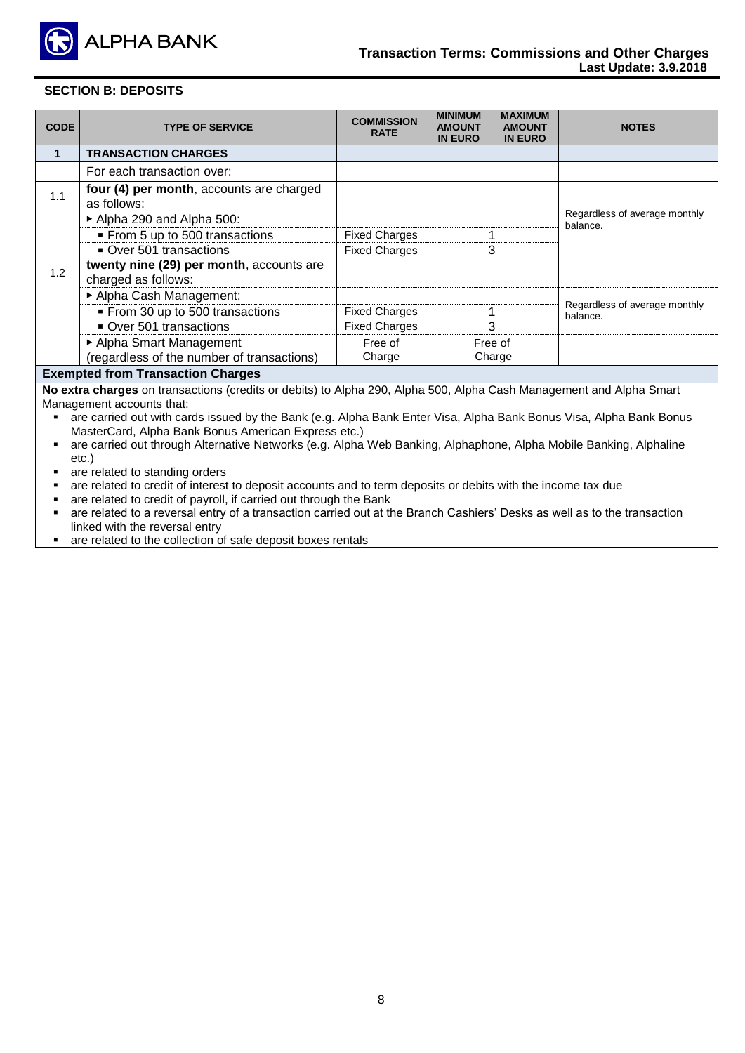### SECTION B: DEPOSITS

| CODE | TYPE OF SERVICE | COMMISSION RATE | MINIMUM AMOUNT IN EURO | MAXIMUM AMOUNT IN EURO | NOTES |
|---|---|---|---|---|---|
| **1** | **TRANSACTION CHARGES** | | | | |
| | For each transaction over: | | | | |
| 1.1 | **four (4) per month**, accounts are charged as follows: | | | | Regardless of average monthly balance. |
| | ▸ Alpha 290 and Alpha 500: | | | | |
| | ▪ From 5 up to 500 transactions | Fixed Charges | 1 | | |
| | ▪ Over 501 transactions | Fixed Charges | 3 | | |
| 1.2 | **twenty nine (29) per month**, accounts are charged as follows: | | | | Regardless of average monthly balance. |
| | ▸ Alpha Cash Management: | | | | |
| | ▪ From 30 up to 500 transactions | Fixed Charges | 1 | | |
| | ▪ Over 501 transactions | Fixed Charges | 3 | | |
| | ▸ Alpha Smart Management (regardless of the number of transactions) | Free of Charge | Free of Charge | | |

**Exempted from Transaction Charges**

**No extra charges** on transactions (credits or debits) to Alpha 290, Alpha 500, Alpha Cash Management and Alpha Smart Management accounts that:

- are carried out with cards issued by the Bank (e.g. Alpha Bank Enter Visa, Alpha Bank Bonus Visa, Alpha Bank Bonus MasterCard, Alpha Bank Bonus American Express etc.)
- are carried out through Alternative Networks (e.g. Alpha Web Banking, Alphaphone, Alpha Mobile Banking, Alphaline etc.)
- are related to standing orders
- are related to credit of interest to deposit accounts and to term deposits or debits with the income tax due
- are related to credit of payroll, if carried out through the Bank
- are related to a reversal entry of a transaction carried out at the Branch Cashiers' Desks as well as to the transaction linked with the reversal entry
- are related to the collection of safe deposit boxes rentals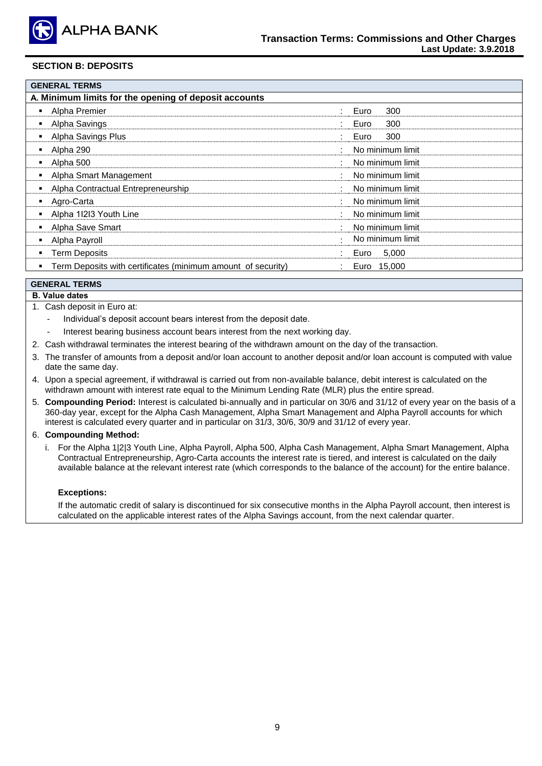## SECTION B: DEPOSITS

| GENERAL TERMS | | |
|---|---|---|
| **A. Minimum limits for the opening of deposit accounts** | | |
| ▪ Alpha Premier | : | Euro 300 |
| ▪ Alpha Savings | : | Euro 300 |
| ▪ Alpha Savings Plus | : | Euro 300 |
| ▪ Alpha 290 | : | No minimum limit |
| ▪ Alpha 500 | : | No minimum limit |
| ▪ Alpha Smart Management | : | No minimum limit |
| ▪ Alpha Contractual Entrepreneurship | : | No minimum limit |
| ▪ Agro-Carta | : | No minimum limit |
| ▪ Alpha 1l2l3 Youth Line | : | No minimum limit |
| ▪ Alpha Save Smart | : | No minimum limit |
| ▪ Alpha Payroll | : | No minimum limit |
| ▪ Term Deposits | : | Euro 5,000 |
| ▪ Term Deposits with certificates (minimum amount of security) | : | Euro 15,000 |

**GENERAL TERMS**

**B. Value dates**

1. Cash deposit in Euro at:
   - Individual's deposit account bears interest from the deposit date.
   - Interest bearing business account bears interest from the next working day.
2. Cash withdrawal terminates the interest bearing of the withdrawn amount on the day of the transaction.
3. The transfer of amounts from a deposit and/or loan account to another deposit and/or loan account is computed with value date the same day.
4. Upon a special agreement, if withdrawal is carried out from non-available balance, debit interest is calculated on the withdrawn amount with interest rate equal to the Minimum Lending Rate (MLR) plus the entire spread.
5. **Compounding Period:** Interest is calculated bi-annually and in particular on 30/6 and 31/12 of every year on the basis of a 360-day year, except for the Alpha Cash Management, Alpha Smart Management and Alpha Payroll accounts for which interest is calculated every quarter and in particular on 31/3, 30/6, 30/9 and 31/12 of every year.
6. **Compounding Method:**

   i. For the Alpha 1|2|3 Youth Line, Alpha Payroll, Alpha 500, Alpha Cash Management, Alpha Smart Management, Alpha Contractual Entrepreneurship, Agro-Carta accounts the interest rate is tiered, and interest is calculated on the daily available balance at the relevant interest rate (which corresponds to the balance of the account) for the entire balance.

   **Exceptions:**

   If the automatic credit of salary is discontinued for six consecutive months in the Alpha Payroll account, then interest is calculated on the applicable interest rates of the Alpha Savings account, from the next calendar quarter.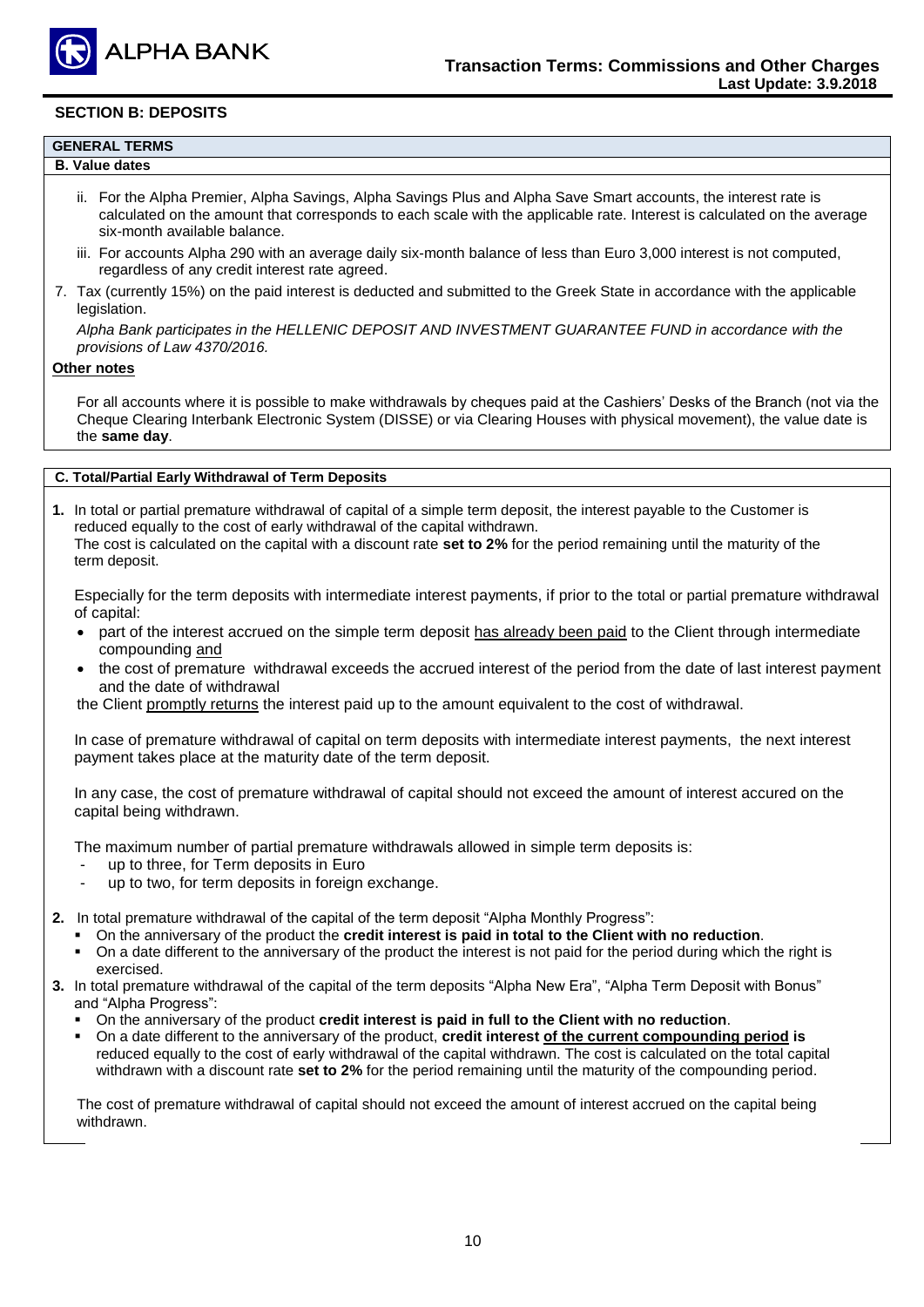## SECTION B: DEPOSITS

### GENERAL TERMS

#### B. Value dates

ii. For the Alpha Premier, Alpha Savings, Alpha Savings Plus and Alpha Save Smart accounts, the interest rate is calculated on the amount that corresponds to each scale with the applicable rate. Interest is calculated on the average six-month available balance.

iii. For accounts Alpha 290 with an average daily six-month balance of less than Euro 3,000 interest is not computed, regardless of any credit interest rate agreed.

7. Tax (currently 15%) on the paid interest is deducted and submitted to the Greek State in accordance with the applicable legislation.

   *Alpha Bank participates in the HELLENIC DEPOSIT AND INVESTMENT GUARANTEE FUND in accordance with the provisions of Law 4370/2016.*

**Other notes**

For all accounts where it is possible to make withdrawals by cheques paid at the Cashiers' Desks of the Branch (not via the Cheque Clearing Interbank Electronic System (DISSE) or via Clearing Houses with physical movement), the value date is the **same day**.

#### C. Total/Partial Early Withdrawal of Term Deposits

**1.** In total or partial premature withdrawal of capital of a simple term deposit, the interest payable to the Customer is reduced equally to the cost of early withdrawal of the capital withdrawn.
The cost is calculated on the capital with a discount rate **set to 2%** for the period remaining until the maturity of the term deposit.

Especially for the term deposits with intermediate interest payments, if prior to the total or partial premature withdrawal of capital:

- part of the interest accrued on the simple term deposit has already been paid to the Client through intermediate compounding and
- the cost of premature withdrawal exceeds the accrued interest of the period from the date of last interest payment and the date of withdrawal

the Client promptly returns the interest paid up to the amount equivalent to the cost of withdrawal.

In case of premature withdrawal of capital on term deposits with intermediate interest payments, the next interest payment takes place at the maturity date of the term deposit.

In any case, the cost of premature withdrawal of capital should not exceed the amount of interest accured on the capital being withdrawn.

The maximum number of partial premature withdrawals allowed in simple term deposits is:

- up to three, for Term deposits in Euro
- up to two, for term deposits in foreign exchange.

**2.** In total premature withdrawal of the capital of the term deposit "Alpha Monthly Progress":

- On the anniversary of the product the **credit interest is paid in total to the Client with no reduction**.
- On a date different to the anniversary of the product the interest is not paid for the period during which the right is exercised.

**3.** In total premature withdrawal of the capital of the term deposits "Alpha New Era", "Alpha Term Deposit with Bonus" and "Alpha Progress":

- On the anniversary of the product **credit interest is paid in full to the Client with no reduction**.
- On a date different to the anniversary of the product, **credit interest of the current compounding period is** reduced equally to the cost of early withdrawal of the capital withdrawn. The cost is calculated on the total capital withdrawn with a discount rate **set to 2%** for the period remaining until the maturity of the compounding period.

The cost of premature withdrawal of capital should not exceed the amount of interest accrued on the capital being withdrawn.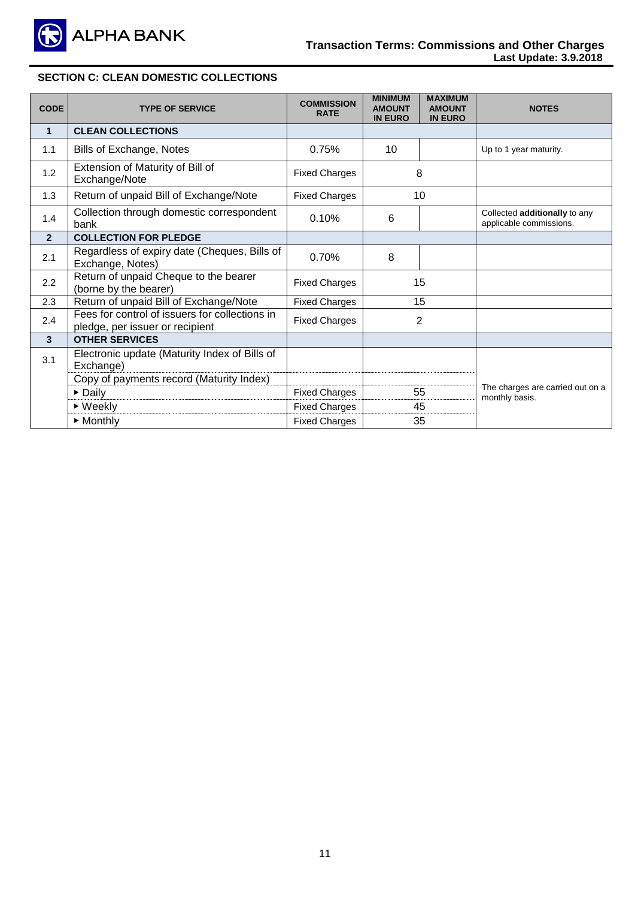## SECTION C: CLEAN DOMESTIC COLLECTIONS

| CODE | TYPE OF SERVICE | COMMISSION RATE | MINIMUM AMOUNT IN EURO | MAXIMUM AMOUNT IN EURO | NOTES |
|---|---|---|---|---|---|
| **1** | **CLEAN COLLECTIONS** | | | | |
| 1.1 | Bills of Exchange, Notes | 0.75% | 10 | | Up to 1 year maturity. |
| 1.2 | Extension of Maturity of Bill of Exchange/Note | Fixed Charges | 8 | | |
| 1.3 | Return of unpaid Bill of Exchange/Note | Fixed Charges | 10 | | |
| 1.4 | Collection through domestic correspondent bank | 0.10% | 6 | | Collected **additionally** to any applicable commissions. |
| **2** | **COLLECTION FOR PLEDGE** | | | | |
| 2.1 | Regardless of expiry date (Cheques, Bills of Exchange, Notes) | 0.70% | 8 | | |
| 2.2 | Return of unpaid Cheque to the bearer (borne by the bearer) | Fixed Charges | 15 | | |
| 2.3 | Return of unpaid Bill of Exchange/Note | Fixed Charges | 15 | | |
| 2.4 | Fees for control of issuers for collections in pledge, per issuer or recipient | Fixed Charges | 2 | | |
| **3** | **OTHER SERVICES** | | | | |
| 3.1 | Electronic update (Maturity Index of Bills of Exchange) | | | | The charges are carried out on a monthly basis. |
| | Copy of payments record (Maturity Index) | | | | |
| | ▸ Daily | Fixed Charges | 55 | | |
| | ▸ Weekly | Fixed Charges | 45 | | |
| | ▸ Monthly | Fixed Charges | 35 | | |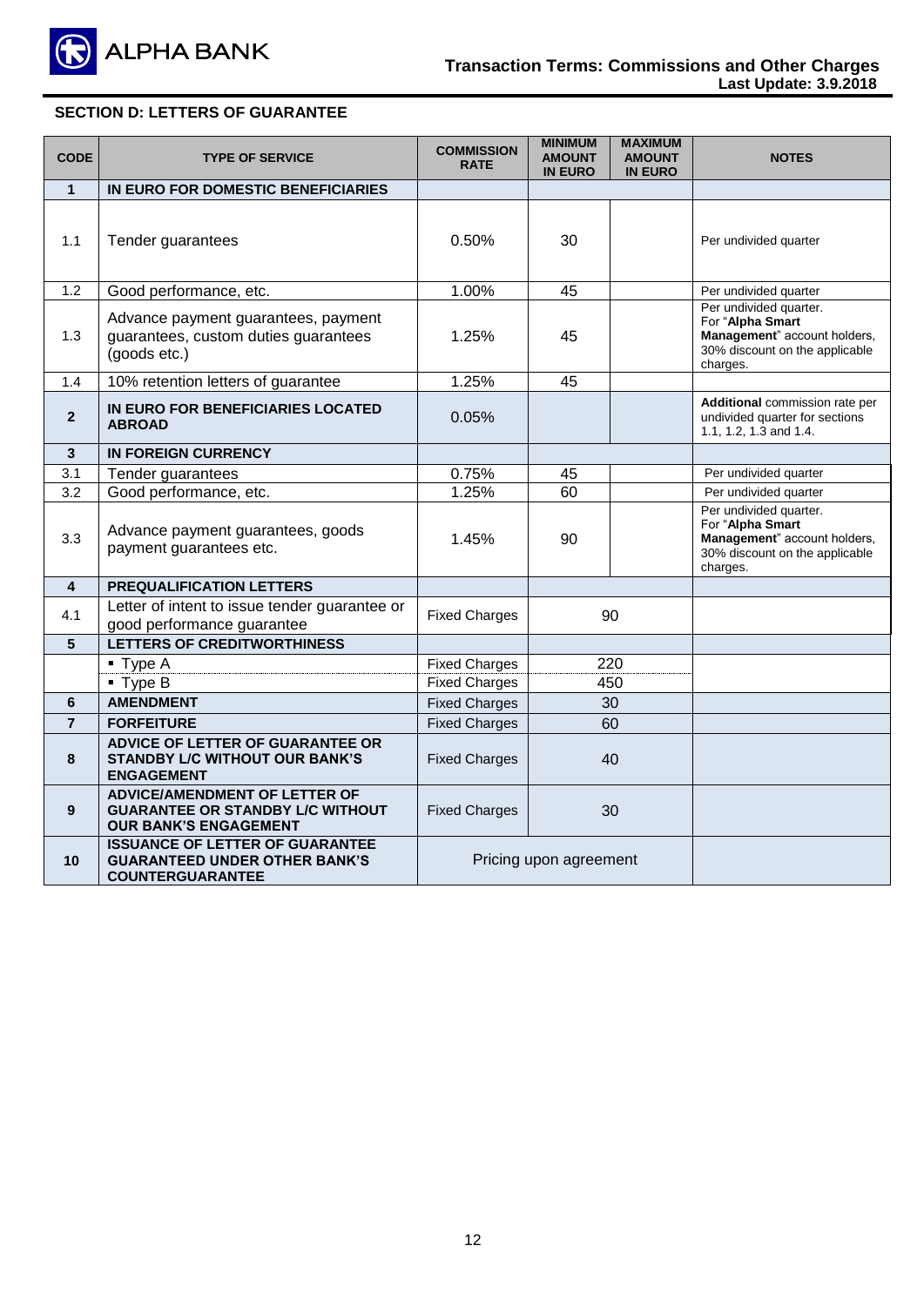## SECTION D: LETTERS OF GUARANTEE

| CODE | TYPE OF SERVICE | COMMISSION RATE | MINIMUM AMOUNT IN EURO | MAXIMUM AMOUNT IN EURO | NOTES |
|---|---|---|---|---|---|
| **1** | **IN EURO FOR DOMESTIC BENEFICIARIES** | | | | |
| 1.1 | Tender guarantees | 0.50% | 30 | | Per undivided quarter |
| 1.2 | Good performance, etc. | 1.00% | 45 | | Per undivided quarter |
| 1.3 | Advance payment guarantees, payment guarantees, custom duties guarantees (goods etc.) | 1.25% | 45 | | Per undivided quarter. For "**Alpha Smart Management**" account holders, 30% discount on the applicable charges. |
| 1.4 | 10% retention letters of guarantee | 1.25% | 45 | | |
| **2** | **IN EURO FOR BENEFICIARIES LOCATED ABROAD** | 0.05% | | | **Additional** commission rate per undivided quarter for sections 1.1, 1.2, 1.3 and 1.4. |
| **3** | **IN FOREIGN CURRENCY** | | | | |
| 3.1 | Tender guarantees | 0.75% | 45 | | Per undivided quarter |
| 3.2 | Good performance, etc. | 1.25% | 60 | | Per undivided quarter |
| 3.3 | Advance payment guarantees, goods payment guarantees etc. | 1.45% | 90 | | Per undivided quarter. For "**Alpha Smart Management**" account holders, 30% discount on the applicable charges. |
| **4** | **PREQUALIFICATION LETTERS** | | | | |
| 4.1 | Letter of intent to issue tender guarantee or good performance guarantee | Fixed Charges | 90 | | |
| **5** | **LETTERS OF CREDITWORTHINESS** | | | | |
| | ▪ Type A | Fixed Charges | 220 | | |
| | ▪ Type B | Fixed Charges | 450 | | |
| **6** | **AMENDMENT** | Fixed Charges | 30 | | |
| **7** | **FORFEITURE** | Fixed Charges | 60 | | |
| **8** | **ADVICE OF LETTER OF GUARANTEE OR STANDBY L/C WITHOUT OUR BANK'S ENGAGEMENT** | Fixed Charges | 40 | | |
| **9** | **ADVICE/AMENDMENT OF LETTER OF GUARANTEE OR STANDBY L/C WITHOUT OUR BANK'S ENGAGEMENT** | Fixed Charges | 30 | | |
| **10** | **ISSUANCE OF LETTER OF GUARANTEE GUARANTEED UNDER OTHER BANK'S COUNTERGUARANTEE** | Pricing upon agreement | | | |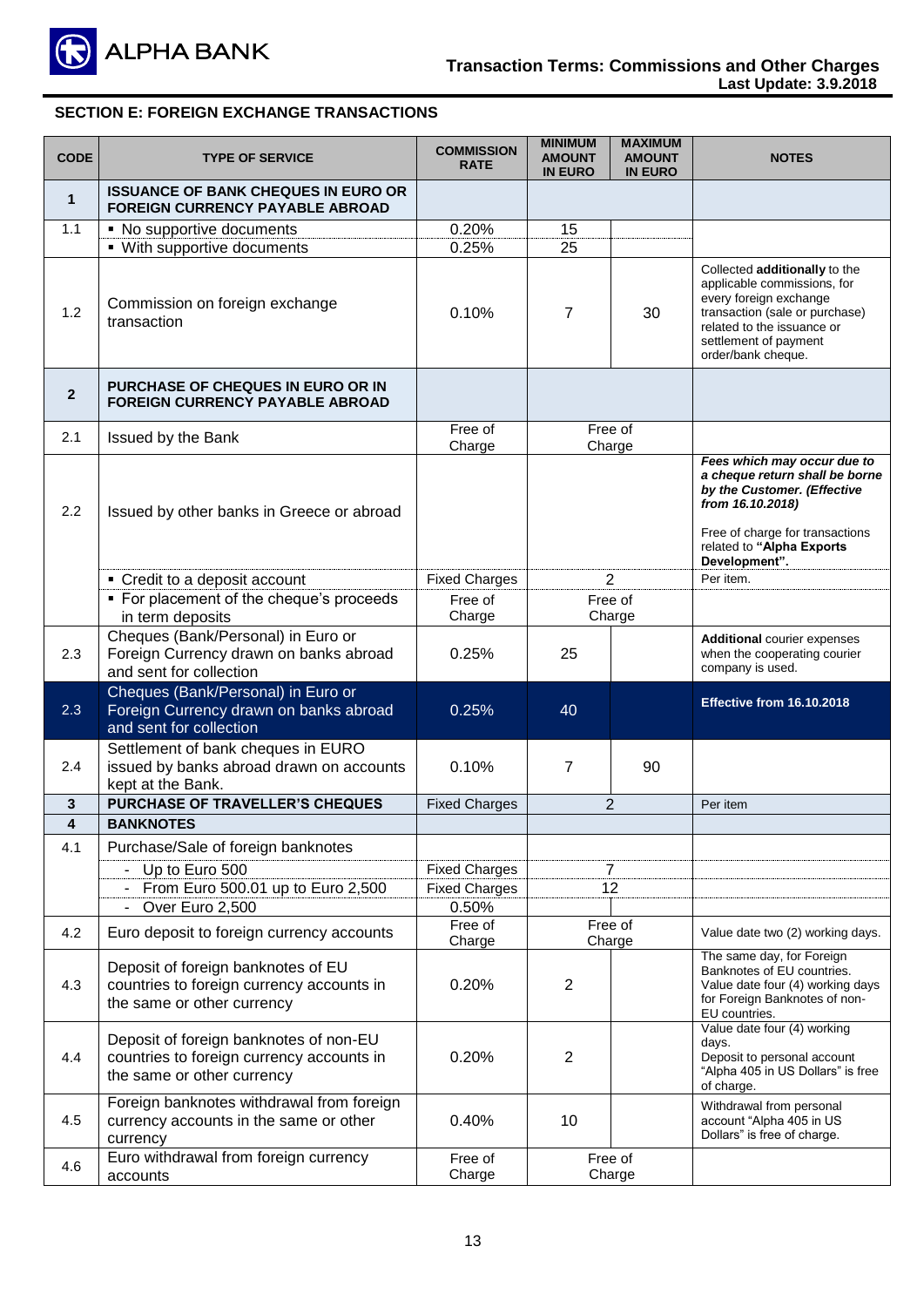## SECTION E: FOREIGN EXCHANGE TRANSACTIONS

| CODE | TYPE OF SERVICE | COMMISSION RATE | MINIMUM AMOUNT IN EURO | MAXIMUM AMOUNT IN EURO | NOTES |
|---|---|---|---|---|---|
| **1** | **ISSUANCE OF BANK CHEQUES IN EURO OR FOREIGN CURRENCY PAYABLE ABROAD** | | | | |
| 1.1 | ▪ No supportive documents | 0.20% | 15 | | |
| | ▪ With supportive documents | 0.25% | 25 | | |
| 1.2 | Commission on foreign exchange transaction | 0.10% | 7 | 30 | Collected **additionally** to the applicable commissions, for every foreign exchange transaction (sale or purchase) related to the issuance or settlement of payment order/bank cheque. |
| **2** | **PURCHASE OF CHEQUES IN EURO OR IN FOREIGN CURRENCY PAYABLE ABROAD** | | | | |
| 2.1 | Issued by the Bank | Free of Charge | Free of Charge | | |
| 2.2 | Issued by other banks in Greece or abroad | | | | ***Fees which may occur due to a cheque return shall be borne by the Customer. (Effective from 16.10.2018)*** Free of charge for transactions related to **"Alpha Exports Development".** |
| | ▪ Credit to a deposit account | Fixed Charges | 2 | | Per item. |
| | ▪ For placement of the cheque's proceeds in term deposits | Free of Charge | Free of Charge | | |
| 2.3 | Cheques (Bank/Personal) in Euro or Foreign Currency drawn on banks abroad and sent for collection | 0.25% | 25 | | **Additional** courier expenses when the cooperating courier company is used. |
| 2.3 | Cheques (Bank/Personal) in Euro or Foreign Currency drawn on banks abroad and sent for collection | 0.25% | 40 | | **Effective from 16.10.2018** |
| 2.4 | Settlement of bank cheques in EURO issued by banks abroad drawn on accounts kept at the Bank. | 0.10% | 7 | 90 | |
| **3** | **PURCHASE OF TRAVELLER'S CHEQUES** | Fixed Charges | 2 | | Per item |
| **4** | **BANKNOTES** | | | | |
| 4.1 | Purchase/Sale of foreign banknotes | | | | |
| | - Up to Euro 500 | Fixed Charges | 7 | | |
| | - From Euro 500.01 up to Euro 2,500 | Fixed Charges | 12 | | |
| | - Over Euro 2,500 | 0.50% | | | |
| 4.2 | Euro deposit to foreign currency accounts | Free of Charge | Free of Charge | | Value date two (2) working days. |
| 4.3 | Deposit of foreign banknotes of EU countries to foreign currency accounts in the same or other currency | 0.20% | 2 | | The same day, for Foreign Banknotes of EU countries. Value date four (4) working days for Foreign Banknotes of non-EU countries. |
| 4.4 | Deposit of foreign banknotes of non-EU countries to foreign currency accounts in the same or other currency | 0.20% | 2 | | Value date four (4) working days. Deposit to personal account "Alpha 405 in US Dollars" is free of charge. |
| 4.5 | Foreign banknotes withdrawal from foreign currency accounts in the same or other currency | 0.40% | 10 | | Withdrawal from personal account "Alpha 405 in US Dollars" is free of charge. |
| 4.6 | Euro withdrawal from foreign currency accounts | Free of Charge | Free of Charge | | |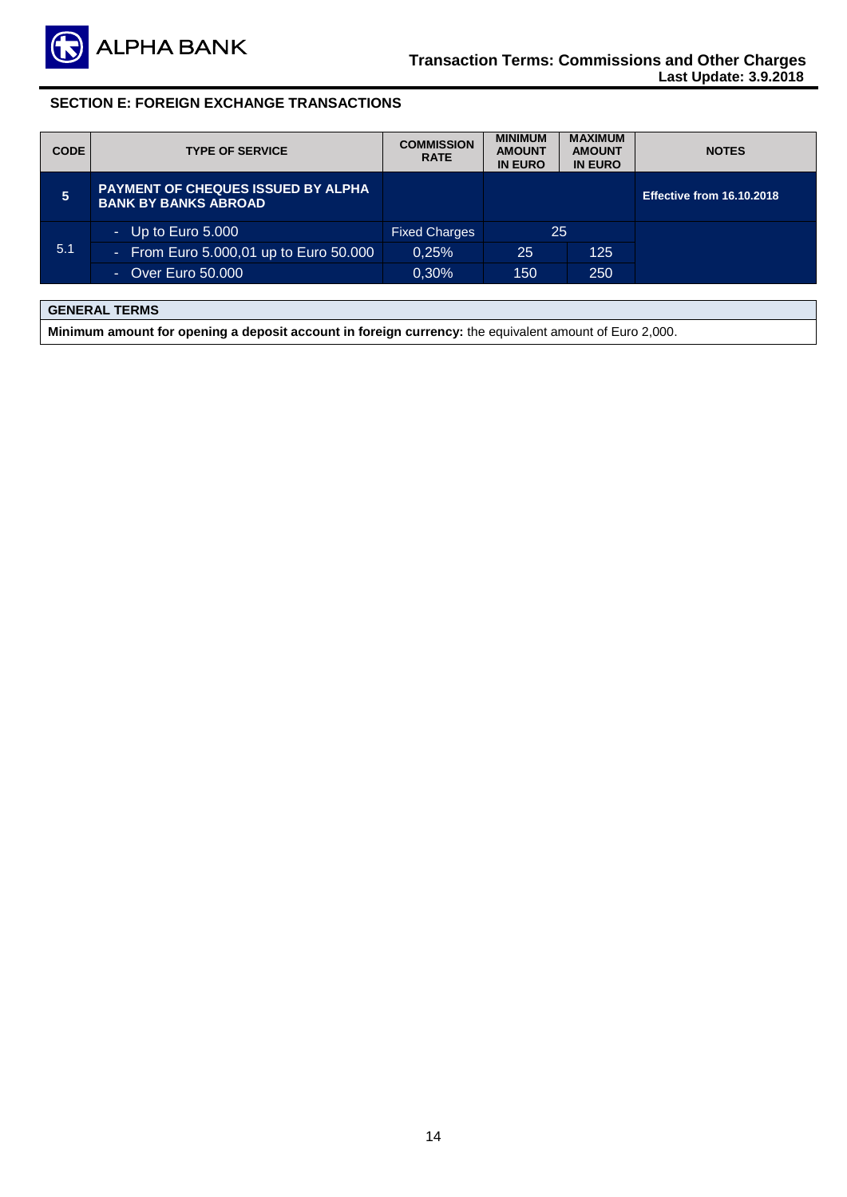## SECTION E: FOREIGN EXCHANGE TRANSACTIONS

| CODE | TYPE OF SERVICE | COMMISSION RATE | MINIMUM AMOUNT IN EURO | MAXIMUM AMOUNT IN EURO | NOTES |
|---|---|---|---|---|---|
| **5** | **PAYMENT OF CHEQUES ISSUED BY ALPHA BANK BY BANKS ABROAD** | | | | **Effective from 16.10.2018** |
| 5.1 | - Up to Euro 5.000 | Fixed Charges | 25 | | |
| | - From Euro 5.000,01 up to Euro 50.000 | 0,25% | 25 | 125 | |
| | - Over Euro 50.000 | 0,30% | 150 | 250 | |

| GENERAL TERMS |
|---|
| **Minimum amount for opening a deposit account in foreign currency:** the equivalent amount of Euro 2,000. |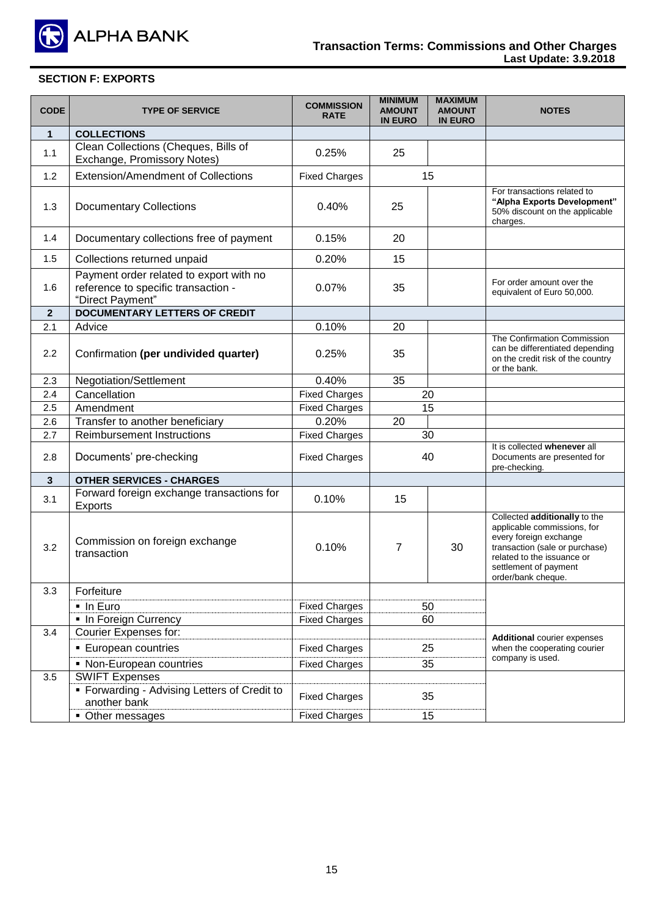## SECTION F: EXPORTS

| CODE | TYPE OF SERVICE | COMMISSION RATE | MINIMUM AMOUNT IN EURO | MAXIMUM AMOUNT IN EURO | NOTES |
|---|---|---|---|---|---|
| **1** | **COLLECTIONS** | | | | |
| 1.1 | Clean Collections (Cheques, Bills of Exchange, Promissory Notes) | 0.25% | 25 | | |
| 1.2 | Extension/Amendment of Collections | Fixed Charges | 15 | | |
| 1.3 | Documentary Collections | 0.40% | 25 | | For transactions related to **"Alpha Exports Development"** 50% discount on the applicable charges. |
| 1.4 | Documentary collections free of payment | 0.15% | 20 | | |
| 1.5 | Collections returned unpaid | 0.20% | 15 | | |
| 1.6 | Payment order related to export with no reference to specific transaction - "Direct Payment" | 0.07% | 35 | | For order amount over the equivalent of Euro 50,000. |
| **2** | **DOCUMENTARY LETTERS OF CREDIT** | | | | |
| 2.1 | Advice | 0.10% | 20 | | |
| 2.2 | Confirmation **(per undivided quarter)** | 0.25% | 35 | | The Confirmation Commission can be differentiated depending on the credit risk of the country or the bank. |
| 2.3 | Negotiation/Settlement | 0.40% | 35 | | |
| 2.4 | Cancellation | Fixed Charges | 20 | | |
| 2.5 | Amendment | Fixed Charges | 15 | | |
| 2.6 | Transfer to another beneficiary | 0.20% | 20 | | |
| 2.7 | Reimbursement Instructions | Fixed Charges | 30 | | |
| 2.8 | Documents' pre-checking | Fixed Charges | 40 | | It is collected **whenever** all Documents are presented for pre-checking. |
| **3** | **OTHER SERVICES - CHARGES** | | | | |
| 3.1 | Forward foreign exchange transactions for Exports | 0.10% | 15 | | |
| 3.2 | Commission on foreign exchange transaction | 0.10% | 7 | 30 | Collected **additionally** to the applicable commissions, for every foreign exchange transaction (sale or purchase) related to the issuance or settlement of payment order/bank cheque. |
| 3.3 | Forfeiture | | | | |
| | ▪ In Euro | Fixed Charges | 50 | | |
| | ▪ In Foreign Currency | Fixed Charges | 60 | | |
| 3.4 | Courier Expenses for: | | | | **Additional** courier expenses when the cooperating courier company is used. |
| | ▪ European countries | Fixed Charges | 25 | | |
| | ▪ Non-European countries | Fixed Charges | 35 | | |
| 3.5 | SWIFT Expenses | | | | |
| | ▪ Forwarding - Advising Letters of Credit to another bank | Fixed Charges | 35 | | |
| | ▪ Other messages | Fixed Charges | 15 | | |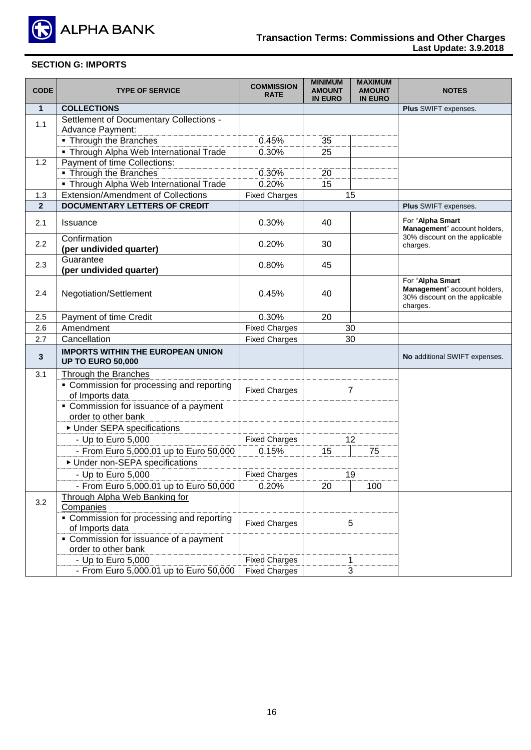## SECTION G: IMPORTS

| CODE | TYPE OF SERVICE | COMMISSION RATE | MINIMUM AMOUNT IN EURO | MAXIMUM AMOUNT IN EURO | NOTES |
|---|---|---|---|---|---|
| **1** | **COLLECTIONS** | | | | **Plus** SWIFT expenses. |
| 1.1 | Settlement of Documentary Collections - Advance Payment: | | | | |
| | ▪ Through the Branches | 0.45% | 35 | | |
| | ▪ Through Alpha Web International Trade | 0.30% | 25 | | |
| 1.2 | Payment of time Collections: | | | | |
| | ▪ Through the Branches | 0.30% | 20 | | |
| | ▪ Through Alpha Web International Trade | 0.20% | 15 | | |
| 1.3 | Extension/Amendment of Collections | Fixed Charges | 15 | | |
| **2** | **DOCUMENTARY LETTERS OF CREDIT** | | | | **Plus** SWIFT expenses. |
| 2.1 | Issuance | 0.30% | 40 | | For "**Alpha Smart Management**" account holders, 30% discount on the applicable charges. |
| 2.2 | Confirmation **(per undivided quarter)** | 0.20% | 30 | | |
| 2.3 | Guarantee **(per undivided quarter)** | 0.80% | 45 | | |
| 2.4 | Negotiation/Settlement | 0.45% | 40 | | For "**Alpha Smart Management**" account holders, 30% discount on the applicable charges. |
| 2.5 | Payment of time Credit | 0.30% | 20 | | |
| 2.6 | Amendment | Fixed Charges | 30 | | |
| 2.7 | Cancellation | Fixed Charges | 30 | | |
| **3** | **IMPORTS WITHIN THE EUROPEAN UNION UP TO EURO 50,000** | | | | **No** additional SWIFT expenses. |
| 3.1 | Through the Branches | | | | |
| | ▪ Commission for processing and reporting of Imports data | Fixed Charges | 7 | | |
| | ▪ Commission for issuance of a payment order to other bank | | | | |
| | ▸ Under SEPA specifications | | | | |
| | - Up to Euro 5,000 | Fixed Charges | 12 | | |
| | - From Euro 5,000.01 up to Euro 50,000 | 0.15% | 15 | 75 | |
| | ▸ Under non-SEPA specifications | | | | |
| | - Up to Euro 5,000 | Fixed Charges | 19 | | |
| | - From Euro 5,000.01 up to Euro 50,000 | 0.20% | 20 | 100 | |
| 3.2 | Through Alpha Web Banking for Companies | | | | |
| | ▪ Commission for processing and reporting of Imports data | Fixed Charges | 5 | | |
| | ▪ Commission for issuance of a payment order to other bank | | | | |
| | - Up to Euro 5,000 | Fixed Charges | 1 | | |
| | - From Euro 5,000.01 up to Euro 50,000 | Fixed Charges | 3 | | |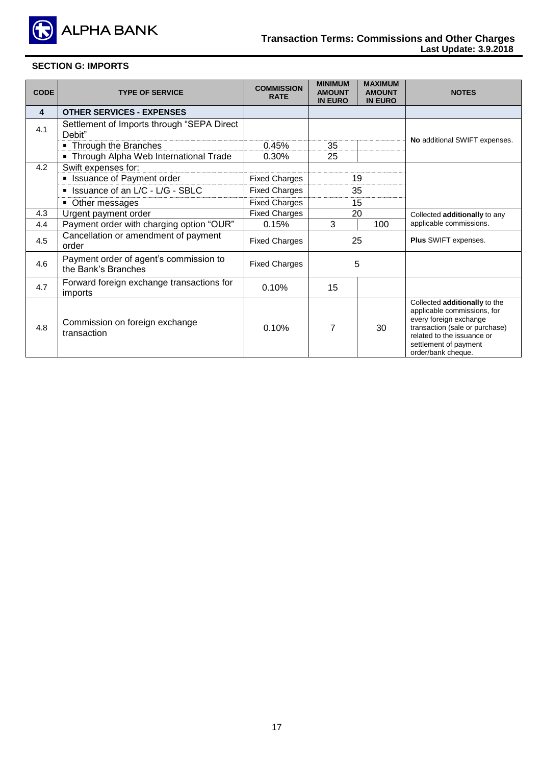## SECTION G: IMPORTS

| CODE | TYPE OF SERVICE | COMMISSION RATE | MINIMUM AMOUNT IN EURO | MAXIMUM AMOUNT IN EURO | NOTES |
|---|---|---|---|---|---|
| **4** | **OTHER SERVICES - EXPENSES** | | | | |
| 4.1 | Settlement of Imports through "SEPA Direct Debit" | | | | **No** additional SWIFT expenses. |
| | ▪ Through the Branches | 0.45% | 35 | | |
| | ▪ Through Alpha Web International Trade | 0.30% | 25 | | |
| 4.2 | Swift expenses for: | | | | |
| | ▪ Issuance of Payment order | Fixed Charges | 19 | | |
| | ▪ Issuance of an L/C - L/G - SBLC | Fixed Charges | 35 | | |
| | ▪ Other messages | Fixed Charges | 15 | | |
| 4.3 | Urgent payment order | Fixed Charges | 20 | | Collected **additionally** to any applicable commissions. |
| 4.4 | Payment order with charging option "OUR" | 0.15% | 3 | 100 | |
| 4.5 | Cancellation or amendment of payment order | Fixed Charges | 25 | | **Plus** SWIFT expenses. |
| 4.6 | Payment order of agent's commission to the Bank's Branches | Fixed Charges | 5 | | |
| 4.7 | Forward foreign exchange transactions for imports | 0.10% | 15 | | |
| 4.8 | Commission on foreign exchange transaction | 0.10% | 7 | 30 | Collected **additionally** to the applicable commissions, for every foreign exchange transaction (sale or purchase) related to the issuance or settlement of payment order/bank cheque. |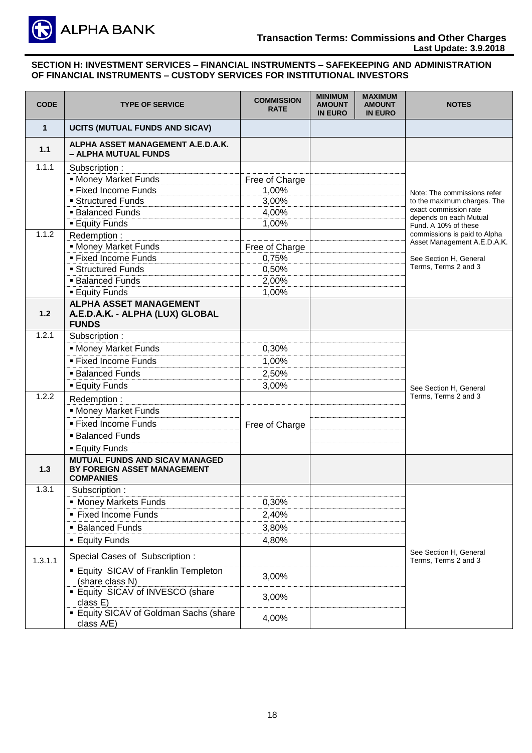## SECTION H: INVESTMENT SERVICES – FINANCIAL INSTRUMENTS – SAFEKEEPING AND ADMINISTRATION OF FINANCIAL INSTRUMENTS – CUSTODY SERVICES FOR INSTITUTIONAL INVESTORS

| CODE | TYPE OF SERVICE | COMMISSION RATE | MINIMUM AMOUNT IN EURO | MAXIMUM AMOUNT IN EURO | NOTES |
|---|---|---|---|---|---|
| **1** | **UCITS (MUTUAL FUNDS AND SICAV)** | | | | |
| **1.1** | **ALPHA ASSET MANAGEMENT A.E.D.A.K. – ALPHA MUTUAL FUNDS** | | | | |
| 1.1.1 | Subscription : | | | | Note: The commissions refer to the maximum charges. The exact commission rate depends on each Mutual Fund. A 10% of these commissions is paid to Alpha Asset Management A.E.D.A.K. See Section H, General Terms, Terms 2 and 3 |
| | ▪ Money Market Funds | Free of Charge | | | |
| | ▪ Fixed Income Funds | 1,00% | | | |
| | ▪ Structured Funds | 3,00% | | | |
| | ▪ Balanced Funds | 4,00% | | | |
| | ▪ Equity Funds | 1,00% | | | |
| 1.1.2 | Redemption : | | | | |
| | ▪ Money Market Funds | Free of Charge | | | |
| | ▪ Fixed Income Funds | 0,75% | | | |
| | ▪ Structured Funds | 0,50% | | | |
| | ▪ Balanced Funds | 2,00% | | | |
| | ▪ Equity Funds | 1,00% | | | |
| **1.2** | **ALPHA ASSET MANAGEMENT A.E.D.A.K. - ALPHA (LUX) GLOBAL FUNDS** | | | | |
| 1.2.1 | Subscription : | | | | See Section H, General Terms, Terms 2 and 3 |
| | ▪ Money Market Funds | 0,30% | | | |
| | ▪ Fixed Income Funds | 1,00% | | | |
| | ▪ Balanced Funds | 2,50% | | | |
| | ▪ Equity Funds | 3,00% | | | |
| 1.2.2 | Redemption : | | | | |
| | ▪ Money Market Funds | Free of Charge | | | |
| | ▪ Fixed Income Funds | | | | |
| | ▪ Balanced Funds | | | | |
| | ▪ Equity Funds | | | | |
| **1.3** | **MUTUAL FUNDS AND SICAV MANAGED BY FOREIGN ASSET MANAGEMENT COMPANIES** | | | | |
| 1.3.1 | Subscription : | | | | See Section H, General Terms, Terms 2 and 3 |
| | ▪ Money Markets Funds | 0,30% | | | |
| | ▪ Fixed Income Funds | 2,40% | | | |
| | ▪ Balanced Funds | 3,80% | | | |
| | ▪ Equity Funds | 4,80% | | | |
| 1.3.1.1 | Special Cases of Subscription : | | | | |
| | ▪ Equity SICAV of Franklin Templeton (share class N) | 3,00% | | | |
| | ▪ Equity SICAV of INVESCO (share class E) | 3,00% | | | |
| | ▪ Equity SICAV of Goldman Sachs (share class A/E) | 4,00% | | | |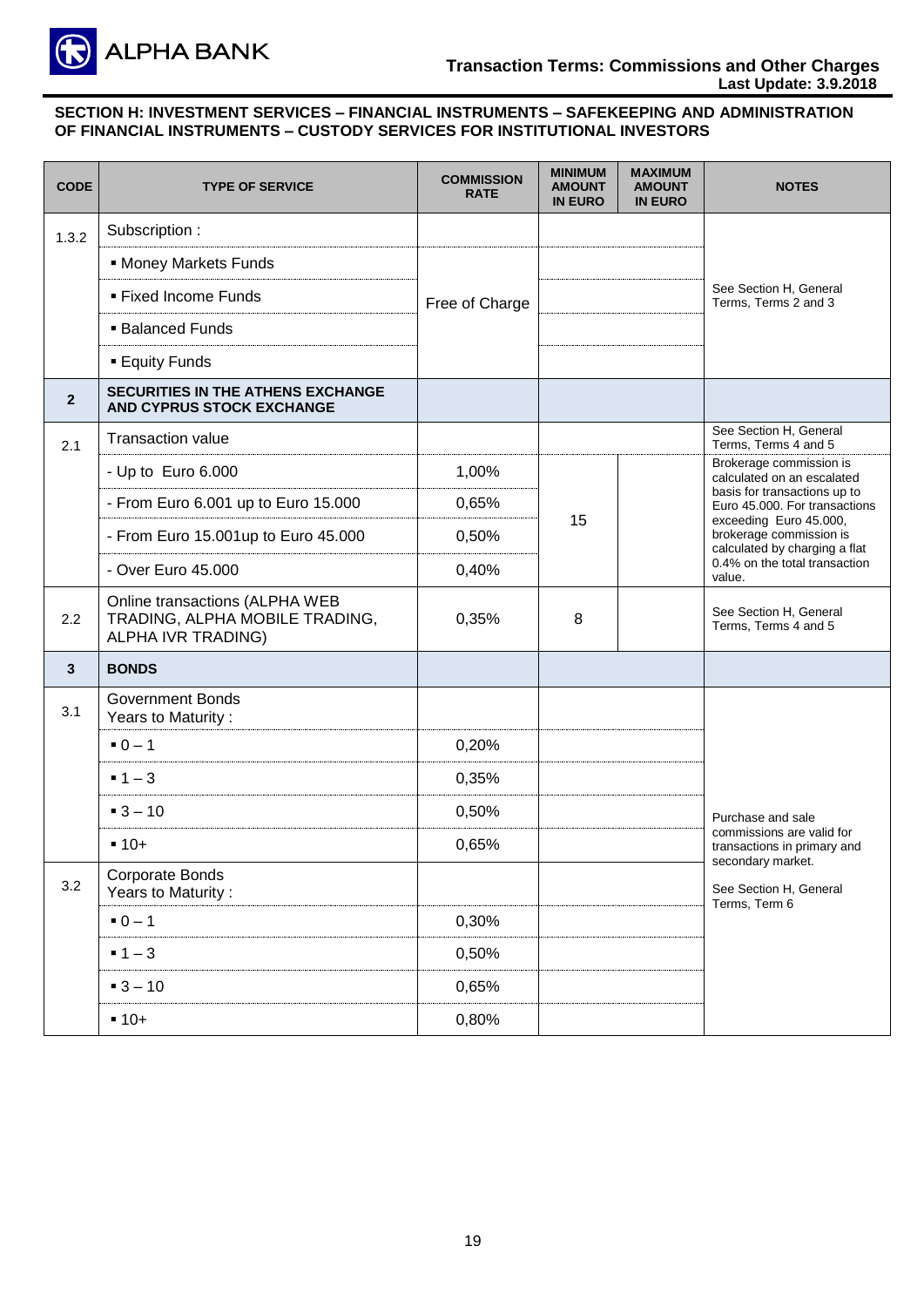**SECTION H: INVESTMENT SERVICES – FINANCIAL INSTRUMENTS – SAFEKEEPING AND ADMINISTRATION OF FINANCIAL INSTRUMENTS – CUSTODY SERVICES FOR INSTITUTIONAL INVESTORS**

| CODE | TYPE OF SERVICE | COMMISSION RATE | MINIMUM AMOUNT IN EURO | MAXIMUM AMOUNT IN EURO | NOTES |
|---|---|---|---|---|---|
| 1.3.2 | Subscription : | | | | See Section H, General Terms, Terms 2 and 3 |
| | ▪ Money Markets Funds | Free of Charge | | | |
| | ▪ Fixed Income Funds | | | | |
| | ▪ Balanced Funds | | | | |
| | ▪ Equity Funds | | | | |
| **2** | **SECURITIES IN THE ATHENS EXCHANGE AND CYPRUS STOCK EXCHANGE** | | | | |
| 2.1 | Transaction value | | | | See Section H, General Terms, Terms 4 and 5 |
| | - Up to Euro 6.000 | 1,00% | 15 | | Brokerage commission is calculated on an escalated basis for transactions up to Euro 45.000. For transactions exceeding Euro 45.000, brokerage commission is calculated by charging a flat 0.4% on the total transaction value. |
| | - From Euro 6.001 up to Euro 15.000 | 0,65% | | | |
| | - From Euro 15.001up to Euro 45.000 | 0,50% | | | |
| | - Over Euro 45.000 | 0,40% | | | |
| 2.2 | Online transactions (ALPHA WEB TRADING, ALPHA MOBILE TRADING, ALPHA IVR TRADING) | 0,35% | 8 | | See Section H, General Terms, Terms 4 and 5 |
| **3** | **BONDS** | | | | |
| 3.1 | Government Bonds<br>Years to Maturity : | | | | Purchase and sale commissions are valid for transactions in primary and secondary market.<br><br>See Section H, General Terms, Term 6 |
| | ▪ 0 – 1 | 0,20% | | | |
| | ▪ 1 – 3 | 0,35% | | | |
| | ▪ 3 – 10 | 0,50% | | | |
| | ▪ 10+ | 0,65% | | | |
| 3.2 | Corporate Bonds<br>Years to Maturity : | | | | |
| | ▪ 0 – 1 | 0,30% | | | |
| | ▪ 1 – 3 | 0,50% | | | |
| | ▪ 3 – 10 | 0,65% | | | |
| | ▪ 10+ | 0,80% | | | |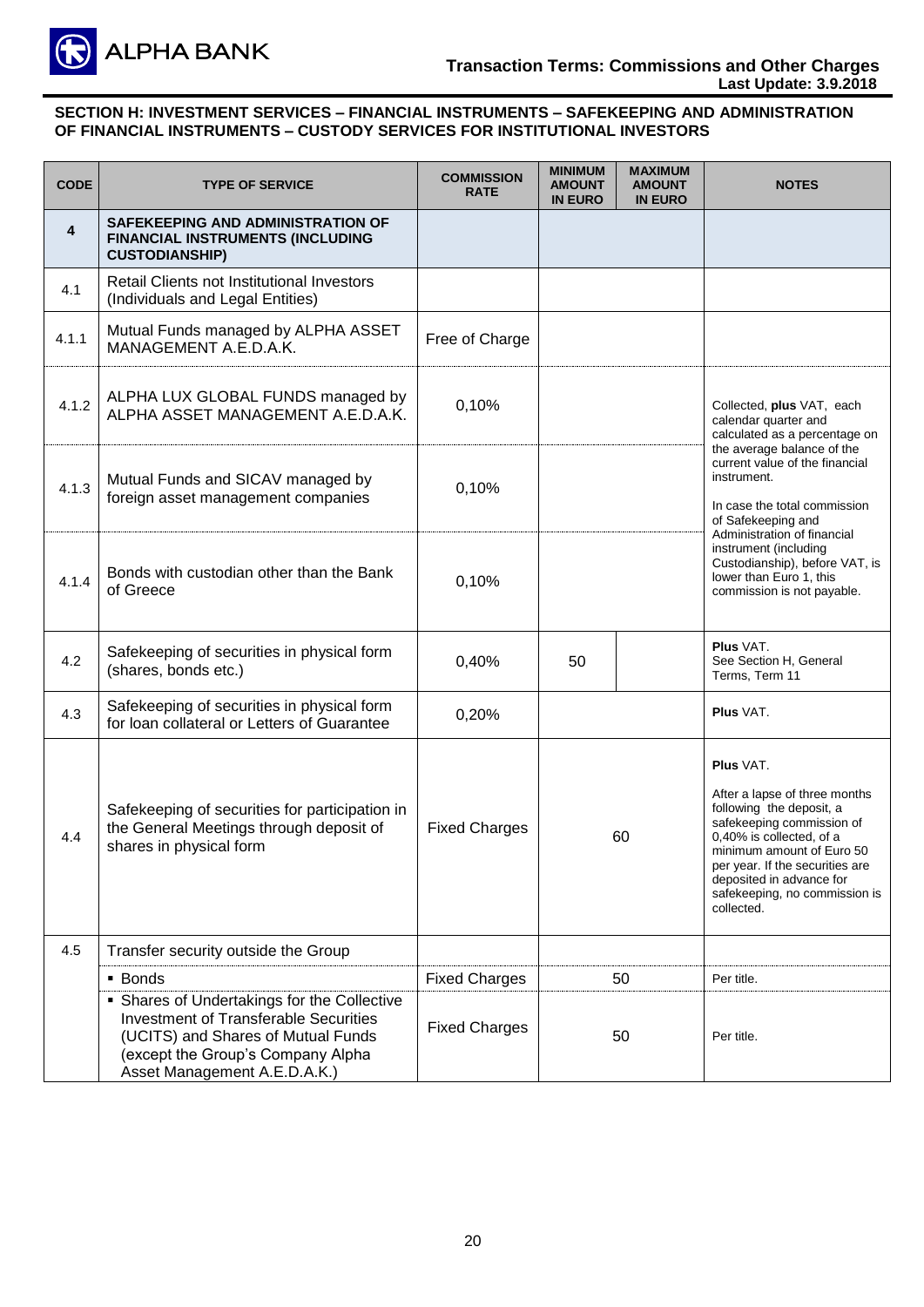## SECTION H: INVESTMENT SERVICES – FINANCIAL INSTRUMENTS – SAFEKEEPING AND ADMINISTRATION OF FINANCIAL INSTRUMENTS – CUSTODY SERVICES FOR INSTITUTIONAL INVESTORS

| CODE | TYPE OF SERVICE | COMMISSION RATE | MINIMUM AMOUNT IN EURO | MAXIMUM AMOUNT IN EURO | NOTES |
|---|---|---|---|---|---|
| **4** | **SAFEKEEPING AND ADMINISTRATION OF FINANCIAL INSTRUMENTS (INCLUDING CUSTODIANSHIP)** | | | | |
| 4.1 | Retail Clients not Institutional Investors (Individuals and Legal Entities) | | | | |
| 4.1.1 | Mutual Funds managed by ALPHA ASSET MANAGEMENT A.E.D.A.K. | Free of Charge | | | |
| 4.1.2 | ALPHA LUX GLOBAL FUNDS managed by ALPHA ASSET MANAGEMENT A.E.D.A.K. | 0,10% | | | Collected, **plus** VAT, each calendar quarter and calculated as a percentage on the average balance of the current value of the financial instrument. In case the total commission of Safekeeping and Administration of financial instrument (including Custodianship), before VAT, is lower than Euro 1, this commission is not payable. |
| 4.1.3 | Mutual Funds and SICAV managed by foreign asset management companies | 0,10% | | | |
| 4.1.4 | Bonds with custodian other than the Bank of Greece | 0,10% | | | |
| 4.2 | Safekeeping of securities in physical form (shares, bonds etc.) | 0,40% | 50 | | **Plus** VAT. See Section H, General Terms, Term 11 |
| 4.3 | Safekeeping of securities in physical form for loan collateral or Letters of Guarantee | 0,20% | | | **Plus** VAT. |
| 4.4 | Safekeeping of securities for participation in the General Meetings through deposit of shares in physical form | Fixed Charges | 60 | | **Plus** VAT. After a lapse of three months following the deposit, a safekeeping commission of 0,40% is collected, of a minimum amount of Euro 50 per year. If the securities are deposited in advance for safekeeping, no commission is collected. |
| 4.5 | Transfer security outside the Group | | | | |
| | ▪ Bonds | Fixed Charges | 50 | | Per title. |
| | ▪ Shares of Undertakings for the Collective Investment of Transferable Securities (UCITS) and Shares of Mutual Funds (except the Group's Company Alpha Asset Management A.E.D.A.K.) | Fixed Charges | 50 | | Per title. |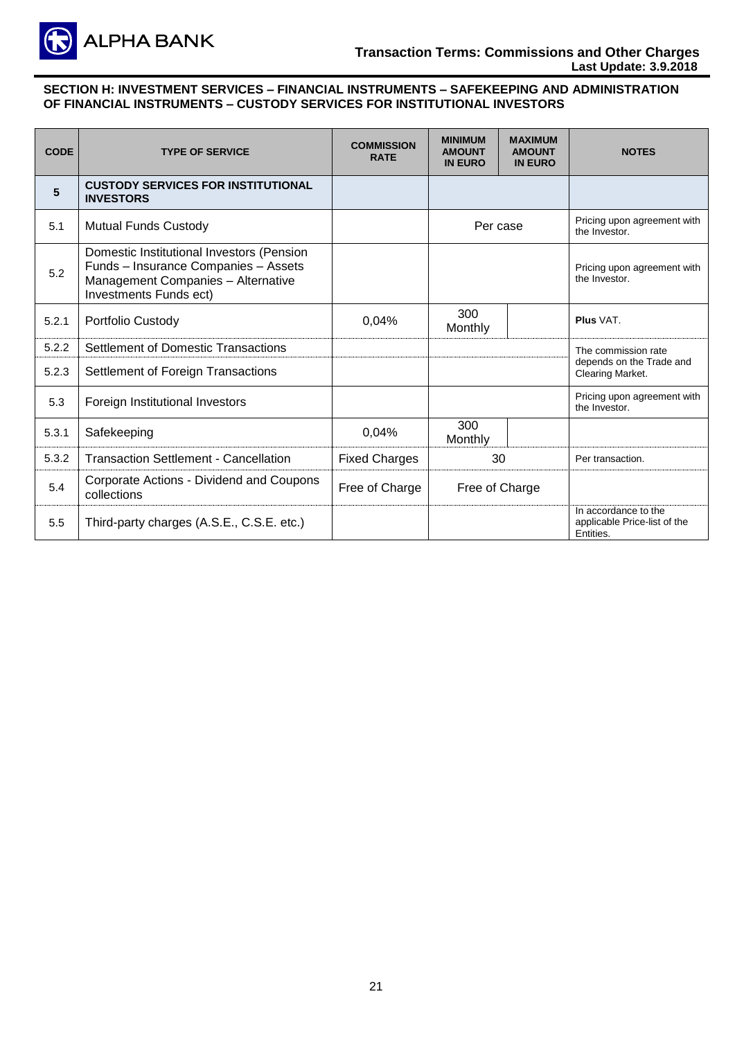## SECTION H: INVESTMENT SERVICES – FINANCIAL INSTRUMENTS – SAFEKEEPING AND ADMINISTRATION OF FINANCIAL INSTRUMENTS – CUSTODY SERVICES FOR INSTITUTIONAL INVESTORS

| CODE | TYPE OF SERVICE | COMMISSION RATE | MINIMUM AMOUNT IN EURO | MAXIMUM AMOUNT IN EURO | NOTES |
|---|---|---|---|---|---|
| **5** | **CUSTODY SERVICES FOR INSTITUTIONAL INVESTORS** | | | | |
| 5.1 | Mutual Funds Custody | | Per case | | Pricing upon agreement with the Investor. |
| 5.2 | Domestic Institutional Investors (Pension Funds – Insurance Companies – Assets Management Companies – Alternative Investments Funds ect) | | | | Pricing upon agreement with the Investor. |
| 5.2.1 | Portfolio Custody | 0,04% | 300 Monthly | | **Plus** VAT. |
| 5.2.2 | Settlement of Domestic Transactions | | | | The commission rate depends on the Trade and Clearing Market. |
| 5.2.3 | Settlement of Foreign Transactions | | | | |
| 5.3 | Foreign Institutional Investors | | | | Pricing upon agreement with the Investor. |
| 5.3.1 | Safekeeping | 0,04% | 300 Monthly | | |
| 5.3.2 | Transaction Settlement - Cancellation | Fixed Charges | 30 | | Per transaction. |
| 5.4 | Corporate Actions - Dividend and Coupons collections | Free of Charge | Free of Charge | | |
| 5.5 | Third-party charges (A.S.E., C.S.E. etc.) | | | | In accordance to the applicable Price-list of the Entities. |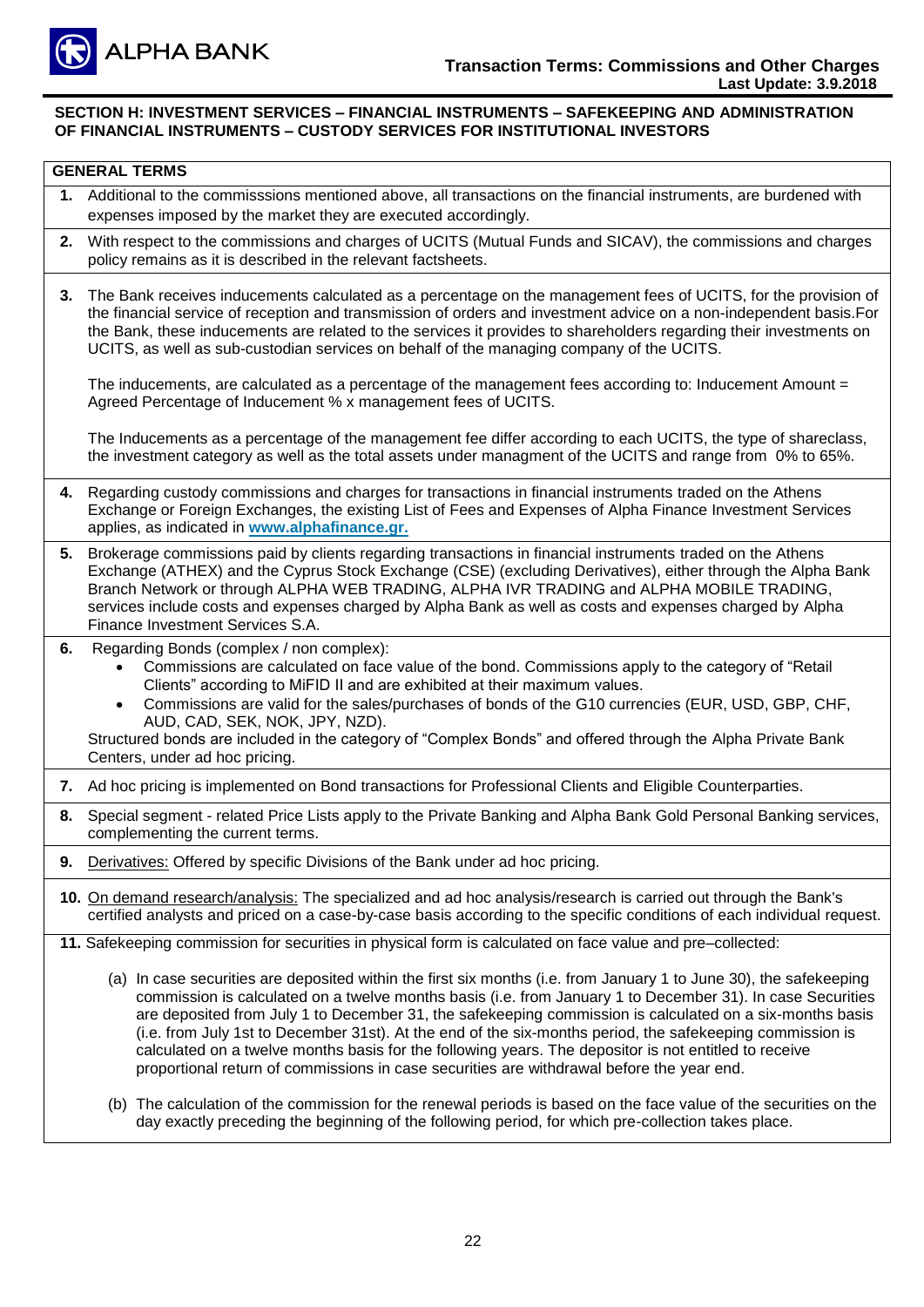## SECTION H: INVESTMENT SERVICES – FINANCIAL INSTRUMENTS – SAFEKEEPING AND ADMINISTRATION OF FINANCIAL INSTRUMENTS – CUSTODY SERVICES FOR INSTITUTIONAL INVESTORS

### GENERAL TERMS

**1.** Additional to the commisssions mentioned above, all transactions on the financial instruments, are burdened with expenses imposed by the market they are executed accordingly.

**2.** With respect to the commissions and charges of UCITS (Mutual Funds and SICAV), the commissions and charges policy remains as it is described in the relevant factsheets.

**3.** The Bank receives inducements calculated as a percentage on the management fees of UCITS, for the provision of the financial service of reception and transmission of orders and investment advice on a non-independent basis.For the Bank, these inducements are related to the services it provides to shareholders regarding their investments on UCITS, as well as sub-custodian services on behalf of the managing company of the UCITS.

The inducements, are calculated as a percentage of the management fees according to: Inducement Amount = Agreed Percentage of Inducement % x management fees of UCITS.

The Inducements as a percentage of the management fee differ according to each UCITS, the type of shareclass, the investment category as well as the total assets under managment of the UCITS and range from 0% to 65%.

**4.** Regarding custody commissions and charges for transactions in financial instruments traded on the Athens Exchange or Foreign Exchanges, the existing List of Fees and Expenses of Alpha Finance Investment Services applies, as indicated in **www.alphafinance.gr.**

**5.** Brokerage commissions paid by clients regarding transactions in financial instruments traded on the Athens Exchange (ATHEX) and the Cyprus Stock Exchange (CSE) (excluding Derivatives), either through the Alpha Bank Branch Network or through ALPHA WEB TRADING, ALPHA IVR TRADING and ALPHA MOBILE TRADING, services include costs and expenses charged by Alpha Bank as well as costs and expenses charged by Alpha Finance Investment Services S.A.

**6.** Regarding Bonds (complex / non complex):

- Commissions are calculated on face value of the bond. Commissions apply to the category of "Retail Clients" according to MiFID II and are exhibited at their maximum values.
- Commissions are valid for the sales/purchases of bonds of the G10 currencies (EUR, USD, GBP, CHF, AUD, CAD, SEK, NOK, JPY, NZD).

Structured bonds are included in the category of "Complex Bonds" and offered through the Alpha Private Bank Centers, under ad hoc pricing.

**7.** Ad hoc pricing is implemented on Bond transactions for Professional Clients and Eligible Counterparties.

**8.** Special segment - related Price Lists apply to the Private Banking and Alpha Bank Gold Personal Banking services, complementing the current terms.

**9.** Derivatives: Offered by specific Divisions of the Bank under ad hoc pricing.

**10.** On demand research/analysis: The specialized and ad hoc analysis/research is carried out through the Bank's certified analysts and priced on a case-by-case basis according to the specific conditions of each individual request.

**11.** Safekeeping commission for securities in physical form is calculated on face value and pre–collected:

(a) In case securities are deposited within the first six months (i.e. from January 1 to June 30), the safekeeping commission is calculated on a twelve months basis (i.e. from January 1 to December 31). In case Securities are deposited from July 1 to December 31, the safekeeping commission is calculated on a six-months basis (i.e. from July 1st to December 31st). At the end of the six-months period, the safekeeping commission is calculated on a twelve months basis for the following years. The depositor is not entitled to receive proportional return of commissions in case securities are withdrawal before the year end.

(b) The calculation of the commission for the renewal periods is based on the face value of the securities on the day exactly preceding the beginning of the following period, for which pre-collection takes place.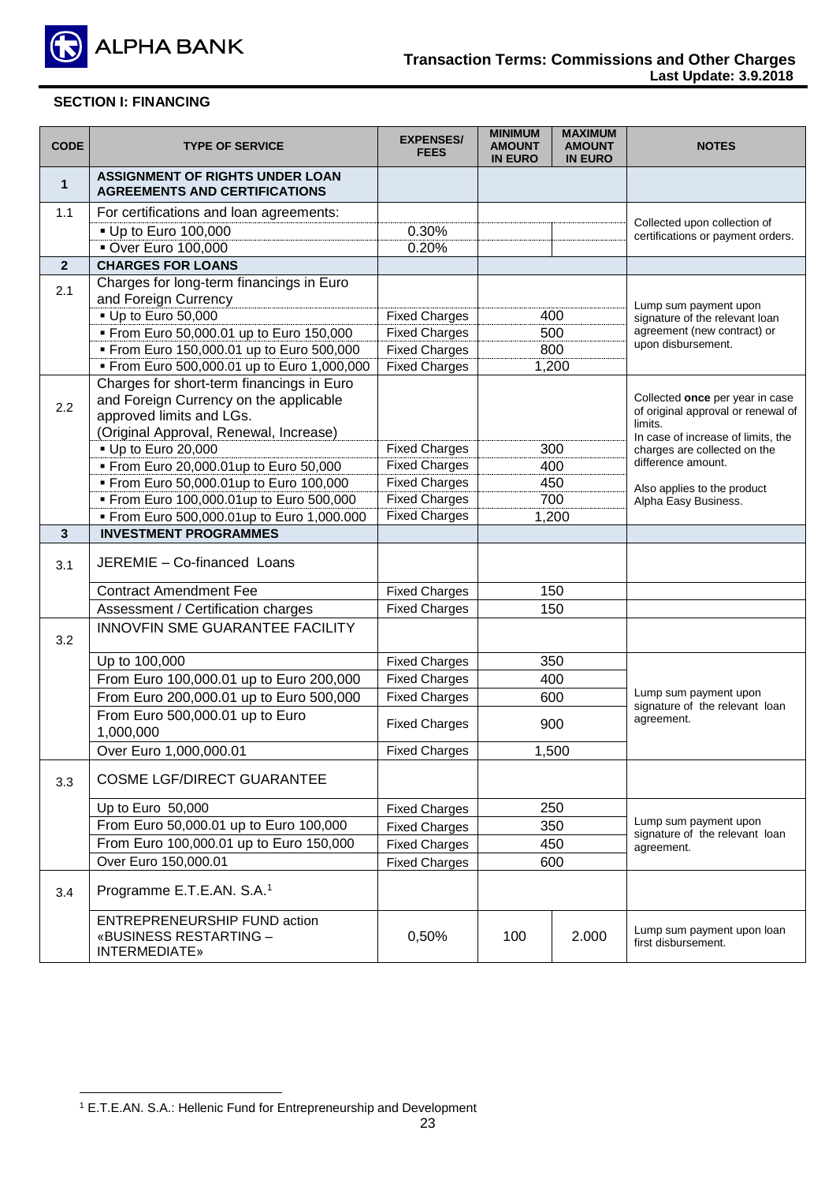## SECTION I: FINANCING

| CODE | TYPE OF SERVICE | EXPENSES/ FEES | MINIMUM AMOUNT IN EURO | MAXIMUM AMOUNT IN EURO | NOTES |
|---|---|---|---|---|---|
| **1** | **ASSIGNMENT OF RIGHTS UNDER LOAN AGREEMENTS AND CERTIFICATIONS** | | | | |
| 1.1 | For certifications and loan agreements: | | | | Collected upon collection of certifications or payment orders. |
| | ▪ Up to Euro 100,000 | 0.30% | | | |
| | ▪ Over Euro 100,000 | 0.20% | | | |
| **2** | **CHARGES FOR LOANS** | | | | |
| 2.1 | Charges for long-term financings in Euro and Foreign Currency | | | | Lump sum payment upon signature of the relevant loan agreement (new contract) or upon disbursement. |
| | ▪ Up to Euro 50,000 | Fixed Charges | 400 | | |
| | ▪ From Euro 50,000.01 up to Euro 150,000 | Fixed Charges | 500 | | |
| | ▪ From Euro 150,000.01 up to Euro 500,000 | Fixed Charges | 800 | | |
| | ▪ From Euro 500,000.01 up to Euro 1,000,000 | Fixed Charges | 1,200 | | |
| 2.2 | Charges for short-term financings in Euro and Foreign Currency on the applicable approved limits and LGs. (Original Approval, Renewal, Increase) | | | | Collected **once** per year in case of original approval or renewal of limits. In case of increase of limits, the charges are collected on the difference amount. Also applies to the product Alpha Easy Business. |
| | ▪ Up to Euro 20,000 | Fixed Charges | 300 | | |
| | ▪ From Euro 20,000.01up to Euro 50,000 | Fixed Charges | 400 | | |
| | ▪ From Euro 50,000.01up to Euro 100,000 | Fixed Charges | 450 | | |
| | ▪ From Euro 100,000.01up to Euro 500,000 | Fixed Charges | 700 | | |
| | ▪ From Euro 500,000.01up to Euro 1,000.000 | Fixed Charges | 1,200 | | |
| **3** | **INVESTMENT PROGRAMMES** | | | | |
| 3.1 | JEREMIE – Co-financed Loans | | | | |
| | Contract Amendment Fee | Fixed Charges | 150 | | |
| | Assessment / Certification charges | Fixed Charges | 150 | | |
| 3.2 | INNOVFIN SME GUARANTEE FACILITY | | | | |
| | Up to 100,000 | Fixed Charges | 350 | | Lump sum payment upon signature of the relevant loan agreement. |
| | From Euro 100,000.01 up to Euro 200,000 | Fixed Charges | 400 | | |
| | From Euro 200,000.01 up to Euro 500,000 | Fixed Charges | 600 | | |
| | From Euro 500,000.01 up to Euro 1,000,000 | Fixed Charges | 900 | | |
| | Over Euro 1,000,000.01 | Fixed Charges | 1,500 | | |
| 3.3 | COSME LGF/DIRECT GUARANTEE | | | | |
| | Up to Euro 50,000 | Fixed Charges | 250 | | Lump sum payment upon signature of the relevant loan agreement. |
| | From Euro 50,000.01 up to Euro 100,000 | Fixed Charges | 350 | | |
| | From Euro 100,000.01 up to Euro 150,000 | Fixed Charges | 450 | | |
| | Over Euro 150,000.01 | Fixed Charges | 600 | | |
| 3.4 | Programme E.T.E.AN. S.A.[1] | | | | |
| | ENTREPRENEURSHIP FUND action «BUSINESS RESTARTING – INTERMEDIATE» | 0,50% | 100 | 2.000 | Lump sum payment upon loan first disbursement. |

[1] E.T.E.AN. S.A.: Hellenic Fund for Entrepreneurship and Development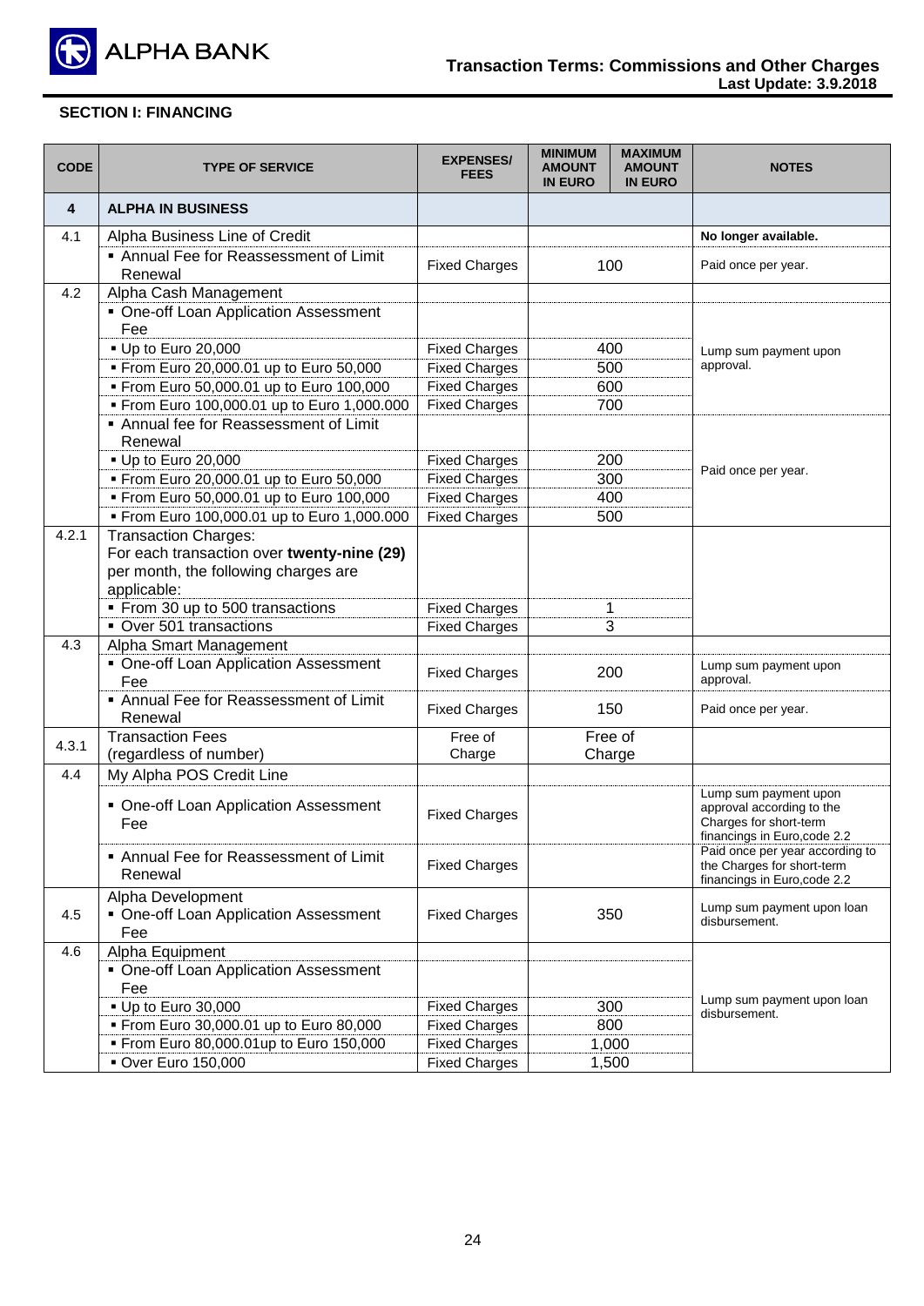## SECTION I: FINANCING

| CODE | TYPE OF SERVICE | EXPENSES/ FEES | MINIMUM AMOUNT IN EURO | MAXIMUM AMOUNT IN EURO | NOTES |
|---|---|---|---|---|---|
| **4** | **ALPHA IN BUSINESS** | | | | |
| 4.1 | Alpha Business Line of Credit | | | | **No longer available.** |
| | ▪ Annual Fee for Reassessment of Limit Renewal | Fixed Charges | 100 | | Paid once per year. |
| 4.2 | Alpha Cash Management | | | | |
| | ▪ One-off Loan Application Assessment Fee | | | | Lump sum payment upon approval. |
| | ▪ Up to Euro 20,000 | Fixed Charges | 400 | | |
| | ▪ From Euro 20,000.01 up to Euro 50,000 | Fixed Charges | 500 | | |
| | ▪ From Euro 50,000.01 up to Euro 100,000 | Fixed Charges | 600 | | |
| | ▪ From Euro 100,000.01 up to Euro 1,000.000 | Fixed Charges | 700 | | |
| | ▪ Annual fee for Reassessment of Limit Renewal | | | | Paid once per year. |
| | ▪ Up to Euro 20,000 | Fixed Charges | 200 | | |
| | ▪ From Euro 20,000.01 up to Euro 50,000 | Fixed Charges | 300 | | |
| | ▪ From Euro 50,000.01 up to Euro 100,000 | Fixed Charges | 400 | | |
| | ▪ From Euro 100,000.01 up to Euro 1,000.000 | Fixed Charges | 500 | | |
| 4.2.1 | Transaction Charges: For each transaction over **twenty-nine (29)** per month, the following charges are applicable: | | | | |
| | ▪ From 30 up to 500 transactions | Fixed Charges | 1 | | |
| | ▪ Over 501 transactions | Fixed Charges | 3 | | |
| 4.3 | Alpha Smart Management | | | | |
| | ▪ One-off Loan Application Assessment Fee | Fixed Charges | 200 | | Lump sum payment upon approval. |
| | ▪ Annual Fee for Reassessment of Limit Renewal | Fixed Charges | 150 | | Paid once per year. |
| 4.3.1 | Transaction Fees (regardless of number) | Free of Charge | Free of Charge | | |
| 4.4 | My Alpha POS Credit Line | | | | |
| | ▪ One-off Loan Application Assessment Fee | Fixed Charges | | | Lump sum payment upon approval according to the Charges for short-term financings in Euro,code 2.2 |
| | ▪ Annual Fee for Reassessment of Limit Renewal | Fixed Charges | | | Paid once per year according to the Charges for short-term financings in Euro,code 2.2 |
| 4.5 | Alpha Development ▪ One-off Loan Application Assessment Fee | Fixed Charges | 350 | | Lump sum payment upon loan disbursement. |
| 4.6 | Alpha Equipment | | | | |
| | ▪ One-off Loan Application Assessment Fee | | | | Lump sum payment upon loan disbursement. |
| | ▪ Up to Euro 30,000 | Fixed Charges | 300 | | |
| | ▪ From Euro 30,000.01 up to Euro 80,000 | Fixed Charges | 800 | | |
| | ▪ From Euro 80,000.01up to Euro 150,000 | Fixed Charges | 1,000 | | |
| | ▪ Over Euro 150,000 | Fixed Charges | 1,500 | | |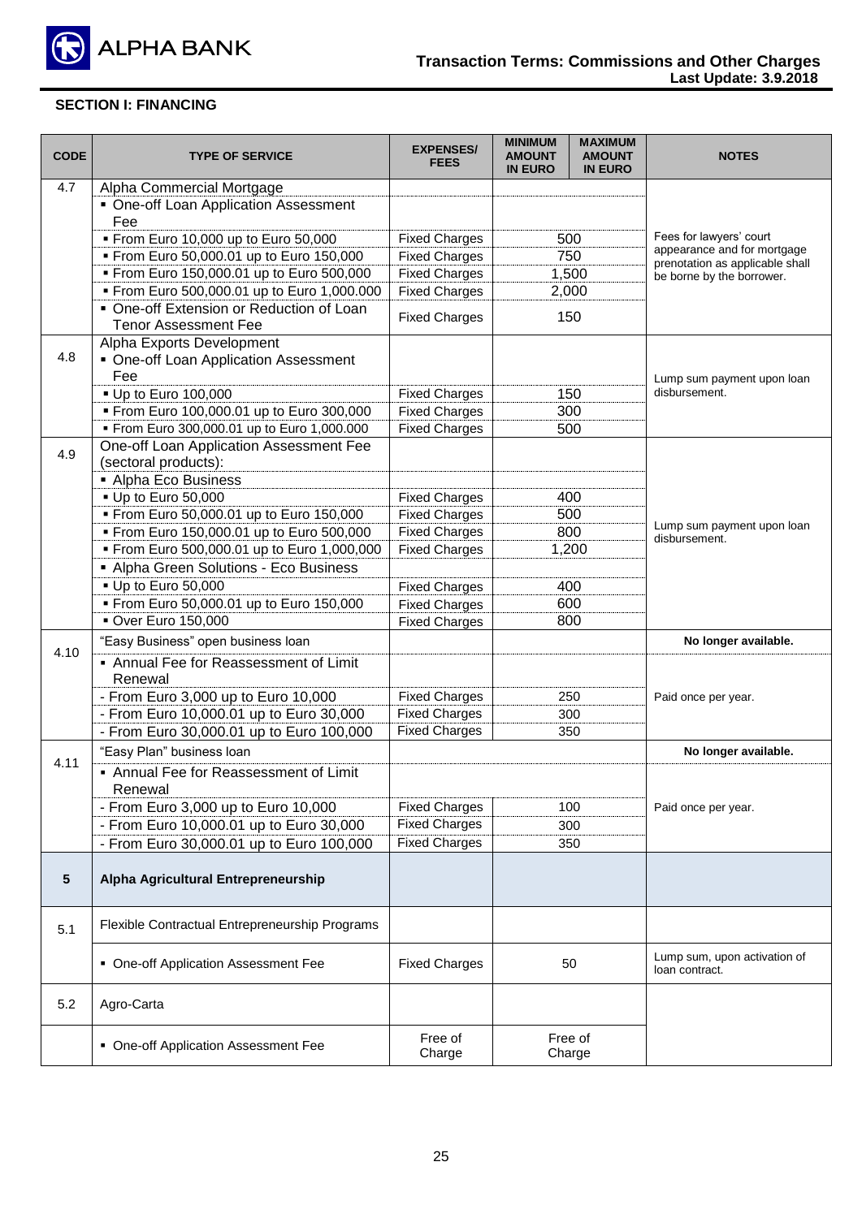## SECTION I: FINANCING

| CODE | TYPE OF SERVICE | EXPENSES/ FEES | MINIMUM AMOUNT IN EURO | MAXIMUM AMOUNT IN EURO | NOTES |
|---|---|---|---|---|---|
| 4.7 | Alpha Commercial Mortgage | | | | Fees for lawyers' court appearance and for mortgage prenotation as applicable shall be borne by the borrower. |
| | ▪ One-off Loan Application Assessment Fee | | | | |
| | ▪ From Euro 10,000 up to Euro 50,000 | Fixed Charges | 500 | | |
| | ▪ From Euro 50,000.01 up to Euro 150,000 | Fixed Charges | 750 | | |
| | ▪ From Euro 150,000.01 up to Euro 500,000 | Fixed Charges | 1,500 | | |
| | ▪ From Euro 500,000.01 up to Euro 1,000.000 | Fixed Charges | 2,000 | | |
| | ▪ One-off Extension or Reduction of Loan Tenor Assessment Fee | Fixed Charges | 150 | | |
| 4.8 | Alpha Exports Development | | | | Lump sum payment upon loan disbursement. |
| | ▪ One-off Loan Application Assessment Fee | | | | |
| | ▪ Up to Euro 100,000 | Fixed Charges | 150 | | |
| | ▪ From Euro 100,000.01 up to Euro 300,000 | Fixed Charges | 300 | | |
| | ▪ From Euro 300,000.01 up to Euro 1,000.000 | Fixed Charges | 500 | | |
| 4.9 | One-off Loan Application Assessment Fee (sectoral products): | | | | Lump sum payment upon loan disbursement. |
| | ▪ Alpha Eco Business | | | | |
| | ▪ Up to Euro 50,000 | Fixed Charges | 400 | | |
| | ▪ From Euro 50,000.01 up to Euro 150,000 | Fixed Charges | 500 | | |
| | ▪ From Euro 150,000.01 up to Euro 500,000 | Fixed Charges | 800 | | |
| | ▪ From Euro 500,000.01 up to Euro 1,000,000 | Fixed Charges | 1,200 | | |
| | ▪ Alpha Green Solutions - Eco Business | | | | |
| | ▪ Up to Euro 50,000 | Fixed Charges | 400 | | |
| | ▪ From Euro 50,000.01 up to Euro 150,000 | Fixed Charges | 600 | | |
| | ▪ Over Euro 150,000 | Fixed Charges | 800 | | |
| 4.10 | "Easy Business" open business loan | | | | **No longer available.** |
| | ▪ Annual Fee for Reassessment of Limit Renewal | | | | Paid once per year. |
| | - From Euro 3,000 up to Euro 10,000 | Fixed Charges | 250 | | |
| | - From Euro 10,000.01 up to Euro 30,000 | Fixed Charges | 300 | | |
| | - From Euro 30,000.01 up to Euro 100,000 | Fixed Charges | 350 | | |
| 4.11 | "Easy Plan" business loan | | | | **No longer available.** |
| | ▪ Annual Fee for Reassessment of Limit Renewal | | | | Paid once per year. |
| | - From Euro 3,000 up to Euro 10,000 | Fixed Charges | 100 | | |
| | - From Euro 10,000.01 up to Euro 30,000 | Fixed Charges | 300 | | |
| | - From Euro 30,000.01 up to Euro 100,000 | Fixed Charges | 350 | | |
| **5** | **Alpha Agricultural Entrepreneurship** | | | | |
| 5.1 | Flexible Contractual Entrepreneurship Programs | | | | |
| | ▪ One-off Application Assessment Fee | Fixed Charges | 50 | | Lump sum, upon activation of loan contract. |
| 5.2 | Agro-Carta | | | | |
| | ▪ One-off Application Assessment Fee | Free of Charge | Free of Charge | | |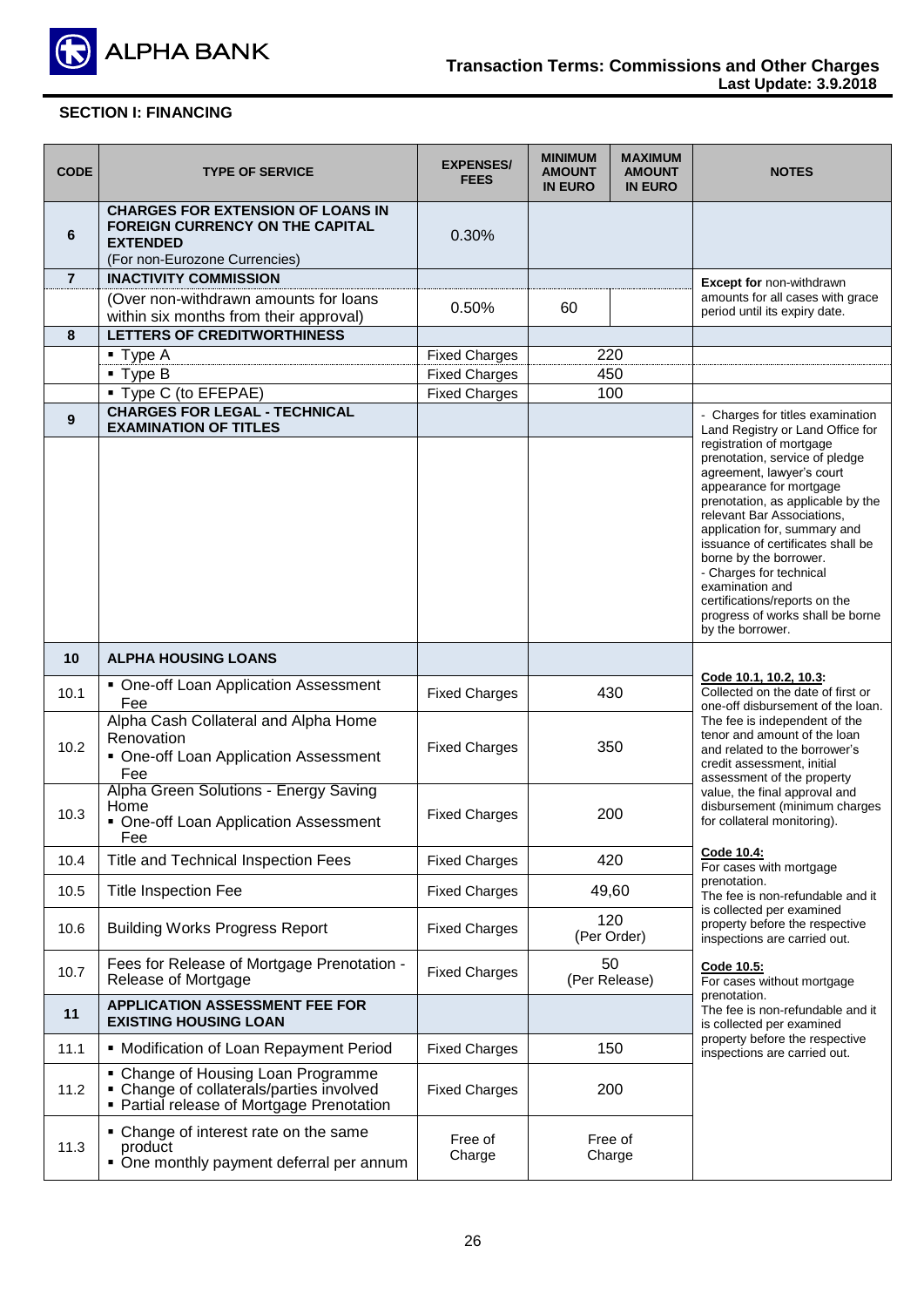## SECTION I: FINANCING

| CODE | TYPE OF SERVICE | EXPENSES/ FEES | MINIMUM AMOUNT IN EURO | MAXIMUM AMOUNT IN EURO | NOTES |
|---|---|---|---|---|---|
| 6 | **CHARGES FOR EXTENSION OF LOANS IN FOREIGN CURRENCY ON THE CAPITAL EXTENDED** (For non-Eurozone Currencies) | 0.30% | | | |
| 7 | **INACTIVITY COMMISSION** | | | | **Except for** non-withdrawn amounts for all cases with grace period until its expiry date. |
| | (Over non-withdrawn amounts for loans within six months from their approval) | 0.50% | 60 | | |
| 8 | **LETTERS OF CREDITWORTHINESS** | | | | |
| | ▪ Type A | Fixed Charges | 220 | | |
| | ▪ Type B | Fixed Charges | 450 | | |
| | ▪ Type C (to EFEPAE) | Fixed Charges | 100 | | |
| 9 | **CHARGES FOR LEGAL - TECHNICAL EXAMINATION OF TITLES** | | | | - Charges for titles examination Land Registry or Land Office for registration of mortgage prenotation, service of pledge agreement, lawyer's court appearance for mortgage prenotation, as applicable by the relevant Bar Associations, application for, summary and issuance of certificates shall be borne by the borrower.<br>- Charges for technical examination and certifications/reports on the progress of works shall be borne by the borrower. |
| 10 | **ALPHA HOUSING LOANS** | | | | <u>**Code 10.1, 10.2, 10.3:**</u> Collected on the date of first or one-off disbursement of the loan. The fee is independent of the tenor and amount of the loan and related to the borrower's credit assessment, initial assessment of the property value, the final approval and disbursement (minimum charges for collateral monitoring).<br><u>**Code 10.4:**</u> For cases with mortgage prenotation. The fee is non-refundable and it is collected per examined property before the respective inspections are carried out.<br><u>**Code 10.5:**</u> For cases without mortgage prenotation. The fee is non-refundable and it is collected per examined property before the respective inspections are carried out. |
| 10.1 | ▪ One-off Loan Application Assessment Fee | Fixed Charges | 430 | | |
| 10.2 | Alpha Cash Collateral and Alpha Home Renovation<br>▪ One-off Loan Application Assessment Fee | Fixed Charges | 350 | | |
| 10.3 | Alpha Green Solutions - Energy Saving Home<br>▪ One-off Loan Application Assessment Fee | Fixed Charges | 200 | | |
| 10.4 | Title and Technical Inspection Fees | Fixed Charges | 420 | | |
| 10.5 | Title Inspection Fee | Fixed Charges | 49,60 | | |
| 10.6 | Building Works Progress Report | Fixed Charges | 120 (Per Order) | | |
| 10.7 | Fees for Release of Mortgage Prenotation - Release of Mortgage | Fixed Charges | 50 (Per Release) | | |
| 11 | **APPLICATION ASSESSMENT FEE FOR EXISTING HOUSING LOAN** | | | | |
| 11.1 | ▪ Modification of Loan Repayment Period | Fixed Charges | 150 | | |
| 11.2 | ▪ Change of Housing Loan Programme<br>▪ Change of collaterals/parties involved<br>▪ Partial release of Mortgage Prenotation | Fixed Charges | 200 | | |
| 11.3 | ▪ Change of interest rate on the same product<br>▪ One monthly payment deferral per annum | Free of Charge | Free of Charge | | |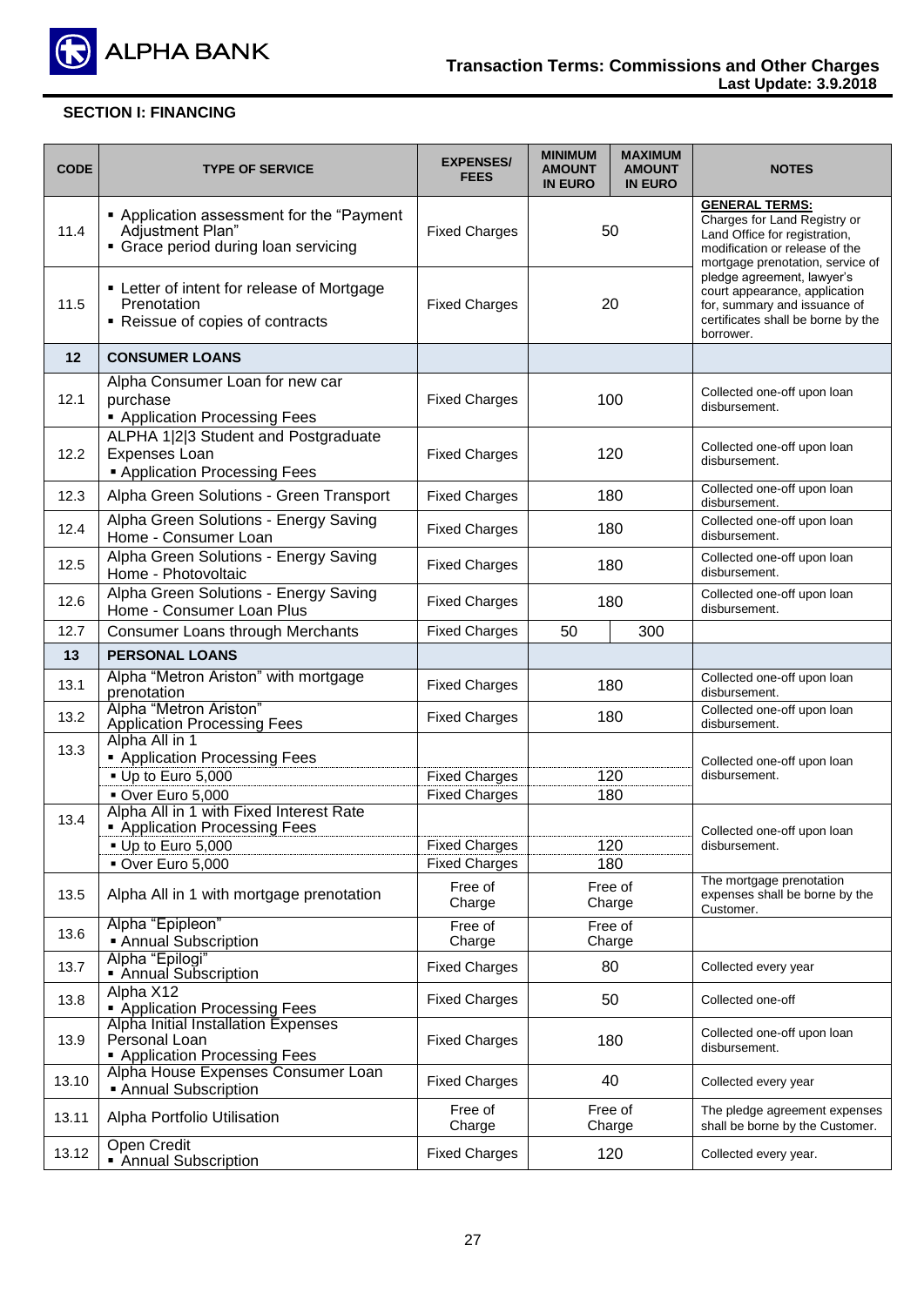## SECTION I: FINANCING

| CODE | TYPE OF SERVICE | EXPENSES/ FEES | MINIMUM AMOUNT IN EURO | MAXIMUM AMOUNT IN EURO | NOTES |
|---|---|---|---|---|---|
| 11.4 | ▪ Application assessment for the "Payment Adjustment Plan"<br>▪ Grace period during loan servicing | Fixed Charges | 50 | | **GENERAL TERMS:** Charges for Land Registry or Land Office for registration, modification or release of the mortgage prenotation, service of pledge agreement, lawyer's court appearance, application for, summary and issuance of certificates shall be borne by the borrower. |
| 11.5 | ▪ Letter of intent for release of Mortgage Prenotation<br>▪ Reissue of copies of contracts | Fixed Charges | 20 | | |
| **12** | **CONSUMER LOANS** | | | | |
| 12.1 | Alpha Consumer Loan for new car purchase<br>▪ Application Processing Fees | Fixed Charges | 100 | | Collected one-off upon loan disbursement. |
| 12.2 | ALPHA 1\|2\|3 Student and Postgraduate Expenses Loan<br>▪ Application Processing Fees | Fixed Charges | 120 | | Collected one-off upon loan disbursement. |
| 12.3 | Alpha Green Solutions - Green Transport | Fixed Charges | 180 | | Collected one-off upon loan disbursement. |
| 12.4 | Alpha Green Solutions - Energy Saving Home - Consumer Loan | Fixed Charges | 180 | | Collected one-off upon loan disbursement. |
| 12.5 | Alpha Green Solutions - Energy Saving Home - Photovoltaic | Fixed Charges | 180 | | Collected one-off upon loan disbursement. |
| 12.6 | Alpha Green Solutions - Energy Saving Home - Consumer Loan Plus | Fixed Charges | 180 | | Collected one-off upon loan disbursement. |
| 12.7 | Consumer Loans through Merchants | Fixed Charges | 50 | 300 | |
| **13** | **PERSONAL LOANS** | | | | |
| 13.1 | Alpha "Metron Ariston" with mortgage prenotation | Fixed Charges | 180 | | Collected one-off upon loan disbursement. |
| 13.2 | Alpha "Metron Ariston" Application Processing Fees | Fixed Charges | 180 | | Collected one-off upon loan disbursement. |
| 13.3 | Alpha All in 1<br>▪ Application Processing Fees | | | | Collected one-off upon loan disbursement. |
| | ▪ Up to Euro 5,000 | Fixed Charges | 120 | | |
| | ▪ Over Euro 5,000 | Fixed Charges | 180 | | |
| 13.4 | Alpha All in 1 with Fixed Interest Rate<br>▪ Application Processing Fees | | | | Collected one-off upon loan disbursement. |
| | ▪ Up to Euro 5,000 | Fixed Charges | 120 | | |
| | ▪ Over Euro 5,000 | Fixed Charges | 180 | | |
| 13.5 | Alpha All in 1 with mortgage prenotation | Free of Charge | Free of Charge | | The mortgage prenotation expenses shall be borne by the Customer. |
| 13.6 | Alpha "Epipleon"<br>▪ Annual Subscription | Free of Charge | Free of Charge | | |
| 13.7 | Alpha "Epilogi"<br>▪ Annual Subscription | Fixed Charges | 80 | | Collected every year |
| 13.8 | Alpha X12<br>▪ Application Processing Fees | Fixed Charges | 50 | | Collected one-off |
| 13.9 | Alpha Initial Installation Expenses Personal Loan<br>▪ Application Processing Fees | Fixed Charges | 180 | | Collected one-off upon loan disbursement. |
| 13.10 | Alpha House Expenses Consumer Loan<br>▪ Annual Subscription | Fixed Charges | 40 | | Collected every year |
| 13.11 | Alpha Portfolio Utilisation | Free of Charge | Free of Charge | | The pledge agreement expenses shall be borne by the Customer. |
| 13.12 | Open Credit<br>▪ Annual Subscription | Fixed Charges | 120 | | Collected every year. |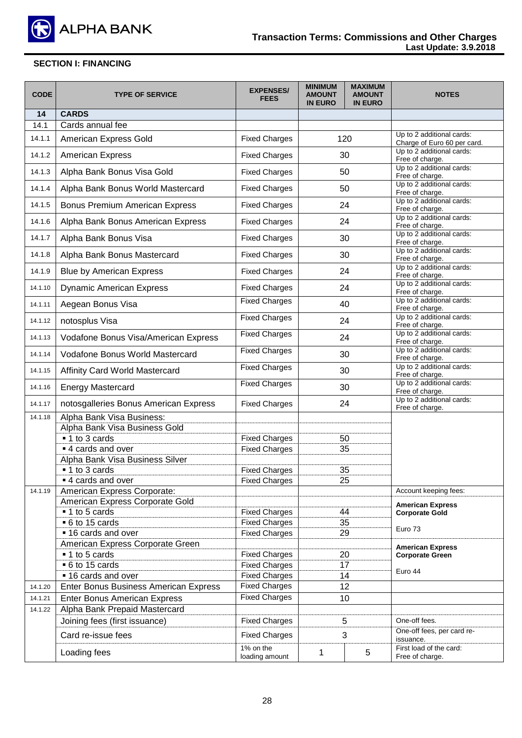## SECTION I: FINANCING

| CODE | TYPE OF SERVICE | EXPENSES/ FEES | MINIMUM AMOUNT IN EURO | MAXIMUM AMOUNT IN EURO | NOTES |
|---|---|---|---|---|---|
| **14** | **CARDS** | | | | |
| 14.1 | Cards annual fee | | | | |
| 14.1.1 | American Express Gold | Fixed Charges | 120 | | Up to 2 additional cards: Charge of Euro 60 per card. |
| 14.1.2 | American Express | Fixed Charges | 30 | | Up to 2 additional cards: Free of charge. |
| 14.1.3 | Alpha Bank Bonus Visa Gold | Fixed Charges | 50 | | Up to 2 additional cards: Free of charge. |
| 14.1.4 | Alpha Bank Bonus World Mastercard | Fixed Charges | 50 | | Up to 2 additional cards: Free of charge. |
| 14.1.5 | Bonus Premium American Express | Fixed Charges | 24 | | Up to 2 additional cards: Free of charge. |
| 14.1.6 | Alpha Bank Bonus American Express | Fixed Charges | 24 | | Up to 2 additional cards: Free of charge. |
| 14.1.7 | Alpha Bank Bonus Visa | Fixed Charges | 30 | | Up to 2 additional cards: Free of charge. |
| 14.1.8 | Alpha Bank Bonus Mastercard | Fixed Charges | 30 | | Up to 2 additional cards: Free of charge. |
| 14.1.9 | Blue by American Express | Fixed Charges | 24 | | Up to 2 additional cards: Free of charge. |
| 14.1.10 | Dynamic American Express | Fixed Charges | 24 | | Up to 2 additional cards: Free of charge. |
| 14.1.11 | Aegean Bonus Visa | Fixed Charges | 40 | | Up to 2 additional cards: Free of charge. |
| 14.1.12 | notosplus Visa | Fixed Charges | 24 | | Up to 2 additional cards: Free of charge. |
| 14.1.13 | Vodafone Bonus Visa/American Express | Fixed Charges | 24 | | Up to 2 additional cards: Free of charge. |
| 14.1.14 | Vodafone Bonus World Mastercard | Fixed Charges | 30 | | Up to 2 additional cards: Free of charge. |
| 14.1.15 | Affinity Card World Mastercard | Fixed Charges | 30 | | Up to 2 additional cards: Free of charge. |
| 14.1.16 | Energy Mastercard | Fixed Charges | 30 | | Up to 2 additional cards: Free of charge. |
| 14.1.17 | notosgalleries Bonus American Express | Fixed Charges | 24 | | Up to 2 additional cards: Free of charge. |
| 14.1.18 | Alpha Bank Visa Business: | | | | |
| | Alpha Bank Visa Business Gold | | | | |
| | ▪ 1 to 3 cards | Fixed Charges | 50 | | |
| | ▪ 4 cards and over | Fixed Charges | 35 | | |
| | Alpha Bank Visa Business Silver | | | | |
| | ▪ 1 to 3 cards | Fixed Charges | 35 | | |
| | ▪ 4 cards and over | Fixed Charges | 25 | | |
| 14.1.19 | American Express Corporate: | | | | Account keeping fees: |
| | American Express Corporate Gold | | | | **American Express Corporate Gold** |
| | ▪ 1 to 5 cards | Fixed Charges | 44 | | |
| | ▪ 6 to 15 cards | Fixed Charges | 35 | | Euro 73 |
| | ▪ 16 cards and over | Fixed Charges | 29 | | |
| | American Express Corporate Green | | | | **American Express Corporate Green** |
| | ▪ 1 to 5 cards | Fixed Charges | 20 | | |
| | ▪ 6 to 15 cards | Fixed Charges | 17 | | Euro 44 |
| | ▪ 16 cards and over | Fixed Charges | 14 | | |
| 14.1.20 | Enter Bonus Business American Express | Fixed Charges | 12 | | |
| 14.1.21 | Enter Bonus American Express | Fixed Charges | 10 | | |
| 14.1.22 | Alpha Bank Prepaid Mastercard | | | | |
| | Joining fees (first issuance) | Fixed Charges | 5 | | One-off fees. |
| | Card re-issue fees | Fixed Charges | 3 | | One-off fees, per card re-issuance. |
| | Loading fees | 1% on the loading amount | 1 | 5 | First load of the card: Free of charge. |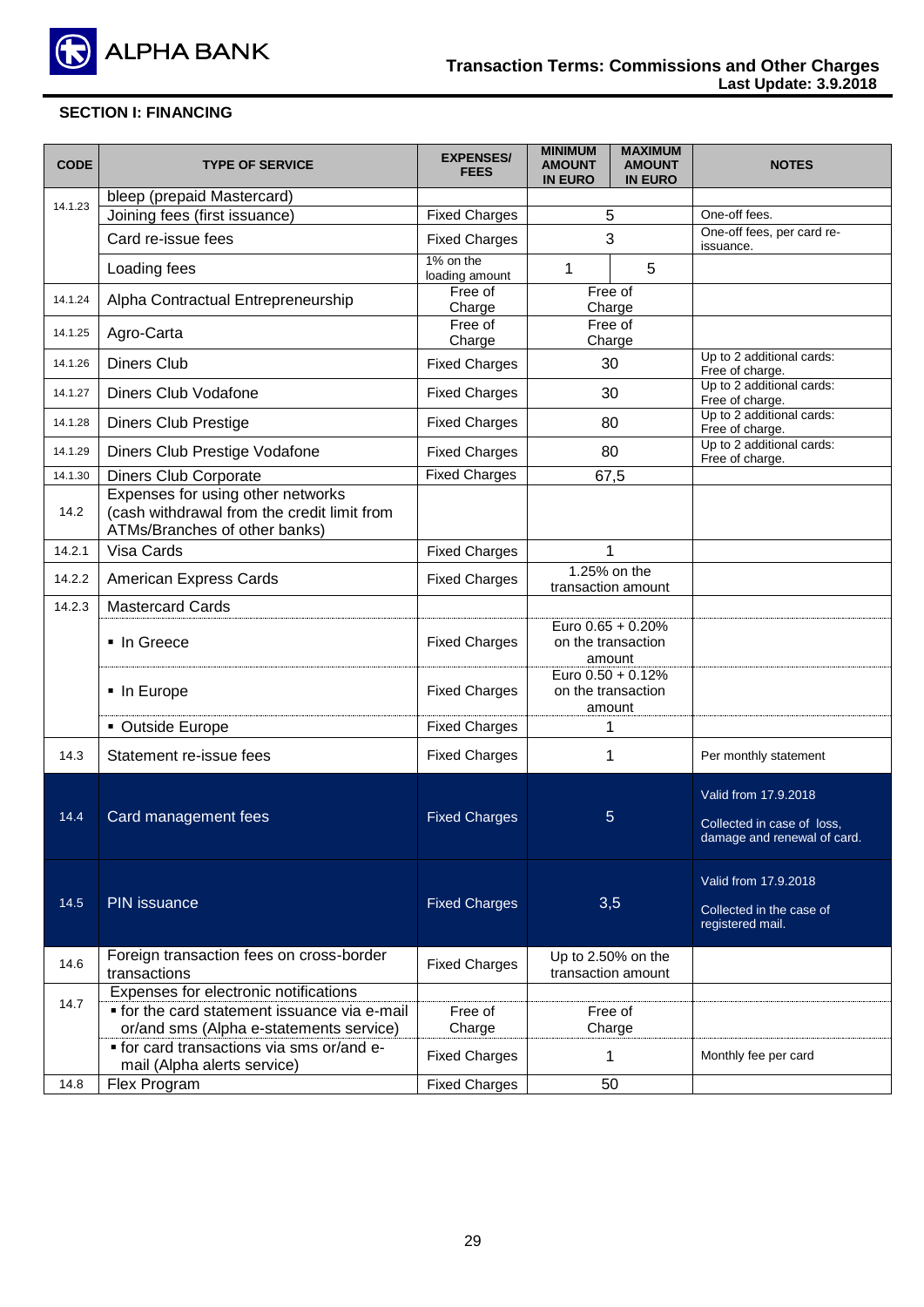Transaction Terms: Commissions and Other Charges
Last Update: 3.9.2018

## SECTION I: FINANCING

| CODE | TYPE OF SERVICE | EXPENSES/ FEES | MINIMUM AMOUNT IN EURO | MAXIMUM AMOUNT IN EURO | NOTES |
|---|---|---|---|---|---|
| 14.1.23 | bleep (prepaid Mastercard) | | | | |
| | Joining fees (first issuance) | Fixed Charges | 5 | | One-off fees. |
| | Card re-issue fees | Fixed Charges | 3 | | One-off fees, per card re-issuance. |
| | Loading fees | 1% on the loading amount | 1 | 5 | |
| 14.1.24 | Alpha Contractual Entrepreneurship | Free of Charge | Free of Charge | | |
| 14.1.25 | Agro-Carta | Free of Charge | Free of Charge | | |
| 14.1.26 | Diners Club | Fixed Charges | 30 | | Up to 2 additional cards: Free of charge. |
| 14.1.27 | Diners Club Vodafone | Fixed Charges | 30 | | Up to 2 additional cards: Free of charge. |
| 14.1.28 | Diners Club Prestige | Fixed Charges | 80 | | Up to 2 additional cards: Free of charge. |
| 14.1.29 | Diners Club Prestige Vodafone | Fixed Charges | 80 | | Up to 2 additional cards: Free of charge. |
| 14.1.30 | Diners Club Corporate | Fixed Charges | 67,5 | | |
| 14.2 | Expenses for using other networks (cash withdrawal from the credit limit from ATMs/Branches of other banks) | | | | |
| 14.2.1 | Visa Cards | Fixed Charges | 1 | | |
| 14.2.2 | American Express Cards | Fixed Charges | 1.25% on the transaction amount | | |
| 14.2.3 | Mastercard Cards | | | | |
| | ▪ In Greece | Fixed Charges | Euro 0.65 + 0.20% on the transaction amount | | |
| | ▪ In Europe | Fixed Charges | Euro 0.50 + 0.12% on the transaction amount | | |
| | ▪ Outside Europe | Fixed Charges | 1 | | |
| 14.3 | Statement re-issue fees | Fixed Charges | 1 | | Per monthly statement |
| 14.4 | Card management fees | Fixed Charges | 5 | | Valid from 17.9.2018<br>Collected in case of loss, damage and renewal of card. |
| 14.5 | PIN issuance | Fixed Charges | 3,5 | | Valid from 17.9.2018<br>Collected in the case of registered mail. |
| 14.6 | Foreign transaction fees on cross-border transactions | Fixed Charges | Up to 2.50% on the transaction amount | | |
| 14.7 | Expenses for electronic notifications | | | | |
| | ▪ for the card statement issuance via e-mail or/and sms (Alpha e-statements service) | Free of Charge | Free of Charge | | |
| | ▪ for card transactions via sms or/and e-mail (Alpha alerts service) | Fixed Charges | 1 | | Monthly fee per card |
| 14.8 | Flex Program | Fixed Charges | 50 | | |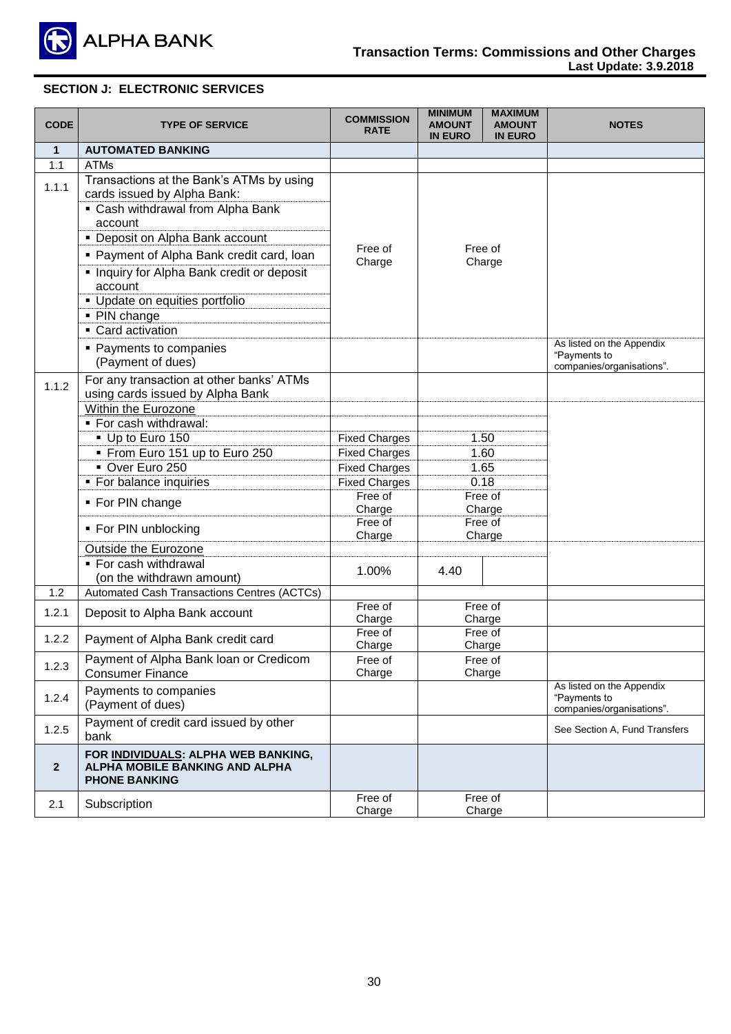## SECTION J: ELECTRONIC SERVICES

| CODE | TYPE OF SERVICE | COMMISSION RATE | MINIMUM AMOUNT IN EURO | MAXIMUM AMOUNT IN EURO | NOTES |
|---|---|---|---|---|---|
| **1** | **AUTOMATED BANKING** | | | | |
| 1.1 | ATMs | | | | |
| 1.1.1 | Transactions at the Bank's ATMs by using cards issued by Alpha Bank: | | | | |
| | ▪ Cash withdrawal from Alpha Bank account | Free of Charge | Free of Charge | | |
| | ▪ Deposit on Alpha Bank account | | | | |
| | ▪ Payment of Alpha Bank credit card, loan | | | | |
| | ▪ Inquiry for Alpha Bank credit or deposit account | | | | |
| | ▪ Update on equities portfolio | | | | |
| | ▪ PIN change | | | | |
| | ▪ Card activation | | | | |
| | ▪ Payments to companies (Payment of dues) | | | | As listed on the Appendix "Payments to companies/organisations". |
| 1.1.2 | For any transaction at other banks' ATMs using cards issued by Alpha Bank | | | | |
| | Within the Eurozone | | | | |
| | ▪ For cash withdrawal: | | | | |
| | ▪ Up to Euro 150 | Fixed Charges | 1.50 | | |
| | ▪ From Euro 151 up to Euro 250 | Fixed Charges | 1.60 | | |
| | ▪ Over Euro 250 | Fixed Charges | 1.65 | | |
| | ▪ For balance inquiries | Fixed Charges | 0.18 | | |
| | ▪ For PIN change | Free of Charge | Free of Charge | | |
| | ▪ For PIN unblocking | Free of Charge | Free of Charge | | |
| | Outside the Eurozone | | | | |
| | ▪ For cash withdrawal (on the withdrawn amount) | 1.00% | 4.40 | | |
| 1.2 | Automated Cash Transactions Centres (ACTCs) | | | | |
| 1.2.1 | Deposit to Alpha Bank account | Free of Charge | Free of Charge | | |
| 1.2.2 | Payment of Alpha Bank credit card | Free of Charge | Free of Charge | | |
| 1.2.3 | Payment of Alpha Bank loan or Credicom Consumer Finance | Free of Charge | Free of Charge | | |
| 1.2.4 | Payments to companies (Payment of dues) | | | | As listed on the Appendix "Payments to companies/organisations". |
| 1.2.5 | Payment of credit card issued by other bank | | | | See Section A, Fund Transfers |
| **2** | **FOR INDIVIDUALS: ALPHA WEB BANKING, ALPHA MOBILE BANKING AND ALPHA PHONE BANKING** | | | | |
| 2.1 | Subscription | Free of Charge | Free of Charge | | |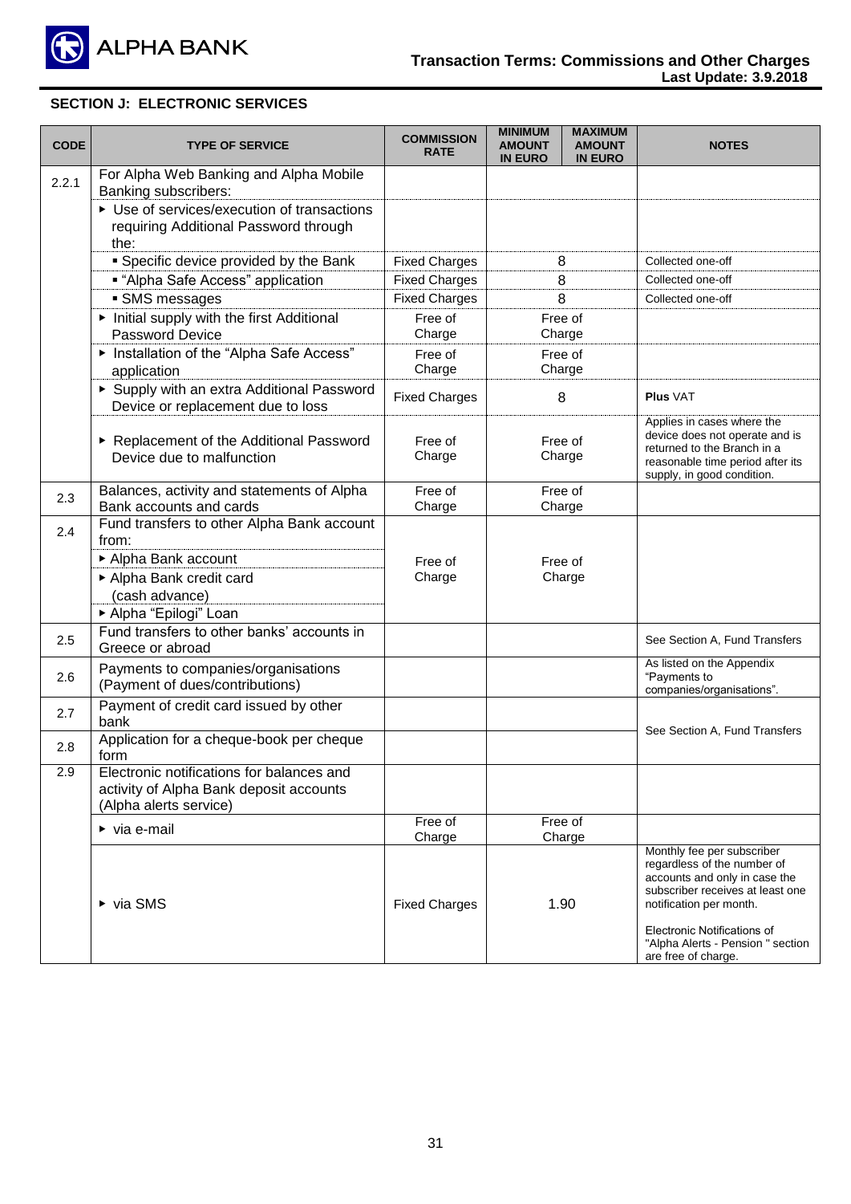## SECTION J: ELECTRONIC SERVICES

| CODE | TYPE OF SERVICE | COMMISSION RATE | MINIMUM AMOUNT IN EURO | MAXIMUM AMOUNT IN EURO | NOTES |
|---|---|---|---|---|---|
| 2.2.1 | For Alpha Web Banking and Alpha Mobile Banking subscribers: | | | | |
| | ▸ Use of services/execution of transactions requiring Additional Password through the: | | | | |
| | ▪ Specific device provided by the Bank | Fixed Charges | 8 | | Collected one-off |
| | ▪ "Alpha Safe Access" application | Fixed Charges | 8 | | Collected one-off |
| | ▪ SMS messages | Fixed Charges | 8 | | Collected one-off |
| | ▸ Initial supply with the first Additional Password Device | Free of Charge | Free of Charge | | |
| | ▸ Installation of the "Alpha Safe Access" application | Free of Charge | Free of Charge | | |
| | ▸ Supply with an extra Additional Password Device or replacement due to loss | Fixed Charges | 8 | | **Plus** VAT |
| | ▸ Replacement of the Additional Password Device due to malfunction | Free of Charge | Free of Charge | | Applies in cases where the device does not operate and is returned to the Branch in a reasonable time period after its supply, in good condition. |
| 2.3 | Balances, activity and statements of Alpha Bank accounts and cards | Free of Charge | Free of Charge | | |
| 2.4 | Fund transfers to other Alpha Bank account from: ▸ Alpha Bank account ▸ Alpha Bank credit card (cash advance) ▸ Alpha "Epilogi" Loan | Free of Charge | Free of Charge | | |
| 2.5 | Fund transfers to other banks' accounts in Greece or abroad | | | | See Section A, Fund Transfers |
| 2.6 | Payments to companies/organisations (Payment of dues/contributions) | | | | As listed on the Appendix "Payments to companies/organisations". |
| 2.7 | Payment of credit card issued by other bank | | | | See Section A, Fund Transfers |
| 2.8 | Application for a cheque-book per cheque form | | | | See Section A, Fund Transfers |
| 2.9 | Electronic notifications for balances and activity of Alpha Bank deposit accounts (Alpha alerts service) | | | | |
| | ▸ via e-mail | Free of Charge | Free of Charge | | |
| | ▸ via SMS | Fixed Charges | 1.90 | | Monthly fee per subscriber regardless of the number of accounts and only in case the subscriber receives at least one notification per month. Electronic Notifications of "Alpha Alerts - Pension " section are free of charge. |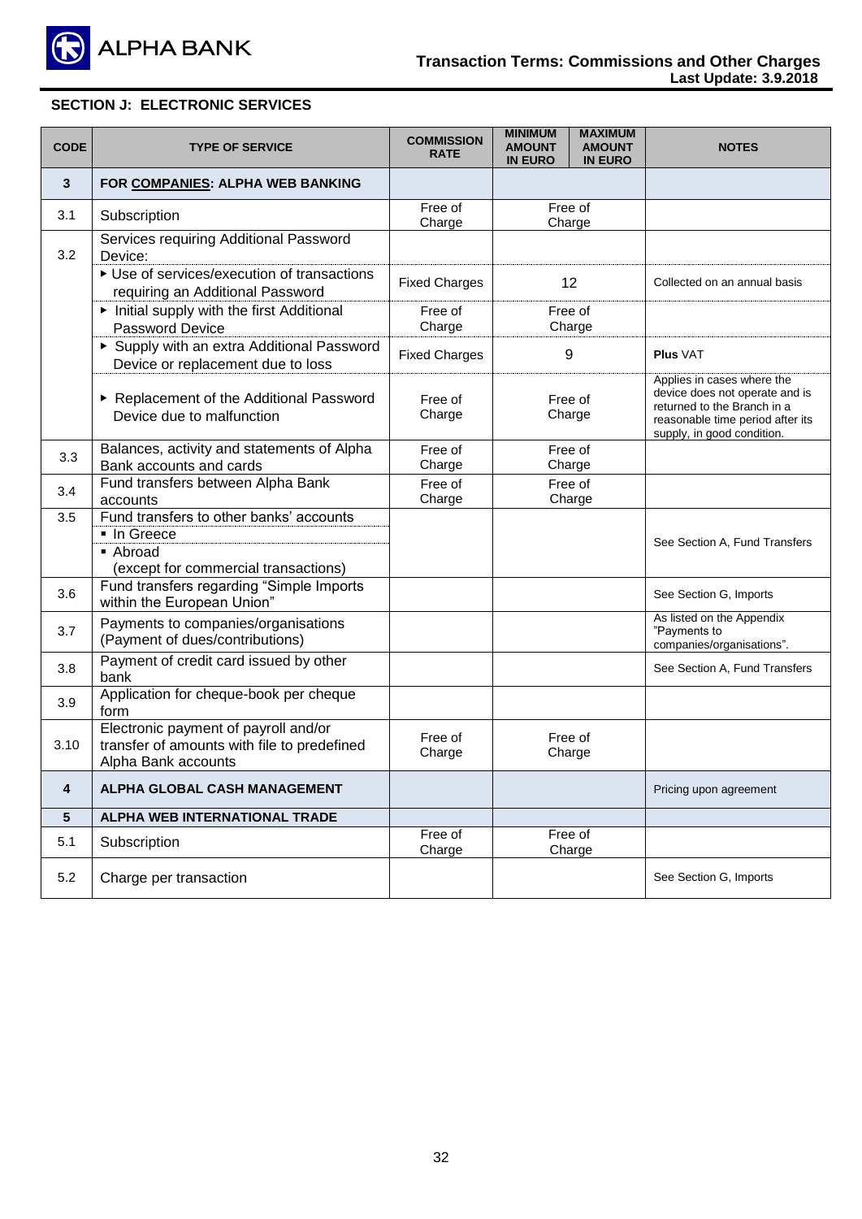## SECTION J: ELECTRONIC SERVICES

| CODE | TYPE OF SERVICE | COMMISSION RATE | MINIMUM AMOUNT IN EURO | MAXIMUM AMOUNT IN EURO | NOTES |
|---|---|---|---|---|---|
| **3** | **FOR COMPANIES: ALPHA WEB BANKING** | | | | |
| 3.1 | Subscription | Free of Charge | Free of Charge | | |
| 3.2 | Services requiring Additional Password Device: | | | | |
| | ▸ Use of services/execution of transactions requiring an Additional Password | Fixed Charges | 12 | | Collected on an annual basis |
| | ▸ Initial supply with the first Additional Password Device | Free of Charge | Free of Charge | | |
| | ▸ Supply with an extra Additional Password Device or replacement due to loss | Fixed Charges | 9 | | **Plus** VAT |
| | ▸ Replacement of the Additional Password Device due to malfunction | Free of Charge | Free of Charge | | Applies in cases where the device does not operate and is returned to the Branch in a reasonable time period after its supply, in good condition. |
| 3.3 | Balances, activity and statements of Alpha Bank accounts and cards | Free of Charge | Free of Charge | | |
| 3.4 | Fund transfers between Alpha Bank accounts | Free of Charge | Free of Charge | | |
| 3.5 | Fund transfers to other banks' accounts<br>▪ In Greece<br>▪ Abroad<br>(except for commercial transactions) | | | | See Section A, Fund Transfers |
| 3.6 | Fund transfers regarding "Simple Imports within the European Union" | | | | See Section G, Imports |
| 3.7 | Payments to companies/organisations (Payment of dues/contributions) | | | | As listed on the Appendix "Payments to companies/organisations". |
| 3.8 | Payment of credit card issued by other bank | | | | See Section A, Fund Transfers |
| 3.9 | Application for cheque-book per cheque form | | | | |
| 3.10 | Electronic payment of payroll and/or transfer of amounts with file to predefined Alpha Bank accounts | Free of Charge | Free of Charge | | |
| **4** | **ALPHA GLOBAL CASH MANAGEMENT** | | | | Pricing upon agreement |
| **5** | **ALPHA WEB INTERNATIONAL TRADE** | | | | |
| 5.1 | Subscription | Free of Charge | Free of Charge | | |
| 5.2 | Charge per transaction | | | | See Section G, Imports |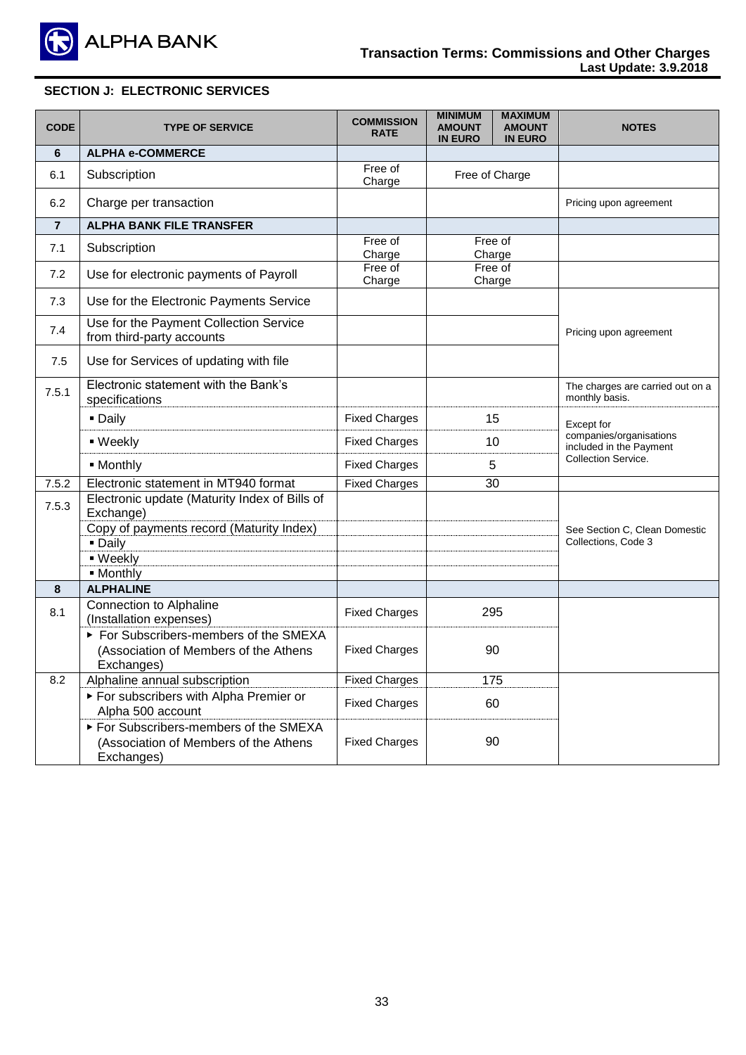## SECTION J: ELECTRONIC SERVICES

| CODE | TYPE OF SERVICE | COMMISSION RATE | MINIMUM AMOUNT IN EURO | MAXIMUM AMOUNT IN EURO | NOTES |
|---|---|---|---|---|---|
| **6** | **ALPHA e-COMMERCE** | | | | |
| 6.1 | Subscription | Free of Charge | Free of Charge | | |
| 6.2 | Charge per transaction | | | | Pricing upon agreement |
| **7** | **ALPHA BANK FILE TRANSFER** | | | | |
| 7.1 | Subscription | Free of Charge | Free of Charge | | |
| 7.2 | Use for electronic payments of Payroll | Free of Charge | Free of Charge | | |
| 7.3 | Use for the Electronic Payments Service | | | | Pricing upon agreement |
| 7.4 | Use for the Payment Collection Service from third-party accounts | | | | |
| 7.5 | Use for Services of updating with file | | | | |
| 7.5.1 | Electronic statement with the Bank's specifications | | | | The charges are carried out on a monthly basis. |
| | ▪ Daily | Fixed Charges | 15 | | Except for companies/organisations included in the Payment Collection Service. |
| | ▪ Weekly | Fixed Charges | 10 | | |
| | ▪ Monthly | Fixed Charges | 5 | | |
| 7.5.2 | Electronic statement in MT940 format | Fixed Charges | 30 | | |
| 7.5.3 | Electronic update (Maturity Index of Bills of Exchange) | | | | See Section C, Clean Domestic Collections, Code 3 |
| | Copy of payments record (Maturity Index) | | | | |
| | ▪ Daily | | | | |
| | ▪ Weekly | | | | |
| | ▪ Monthly | | | | |
| **8** | **ALPHALINE** | | | | |
| 8.1 | Connection to Alphaline (Installation expenses) | Fixed Charges | 295 | | |
| | ▸ For Subscribers-members of the SMEXA (Association of Members of the Athens Exchanges) | Fixed Charges | 90 | | |
| 8.2 | Alphaline annual subscription | Fixed Charges | 175 | | |
| | ▸ For subscribers with Alpha Premier or Alpha 500 account | Fixed Charges | 60 | | |
| | ▸ For Subscribers-members of the SMEXA (Association of Members of the Athens Exchanges) | Fixed Charges | 90 | | |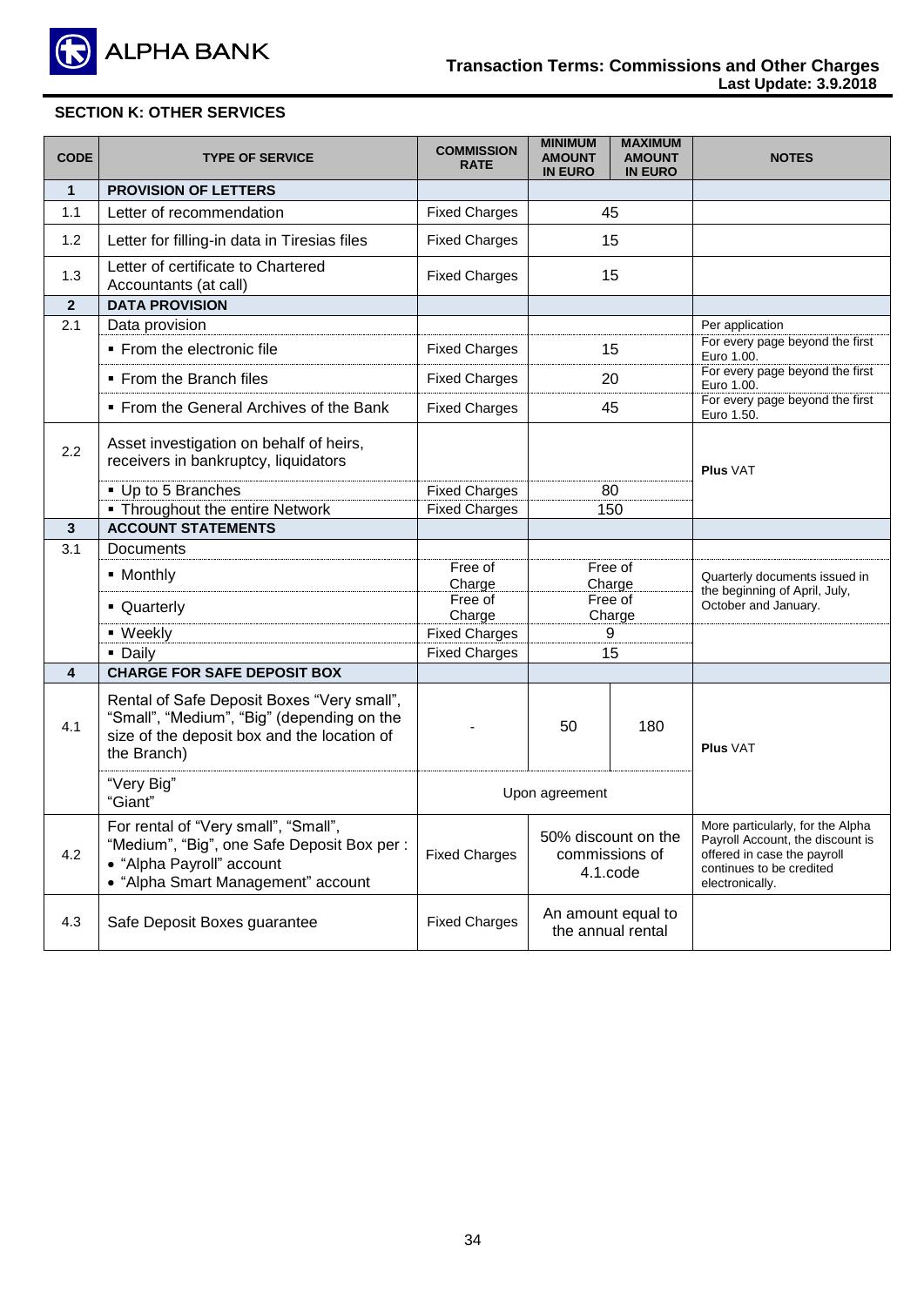## SECTION K: OTHER SERVICES

| CODE | TYPE OF SERVICE | COMMISSION RATE | MINIMUM AMOUNT IN EURO | MAXIMUM AMOUNT IN EURO | NOTES |
|---|---|---|---|---|---|
| **1** | **PROVISION OF LETTERS** | | | | |
| 1.1 | Letter of recommendation | Fixed Charges | 45 | | |
| 1.2 | Letter for filling-in data in Tiresias files | Fixed Charges | 15 | | |
| 1.3 | Letter of certificate to Chartered Accountants (at call) | Fixed Charges | 15 | | |
| **2** | **DATA PROVISION** | | | | |
| 2.1 | Data provision | | | | Per application |
| | ▪ From the electronic file | Fixed Charges | 15 | | For every page beyond the first Euro 1.00. |
| | ▪ From the Branch files | Fixed Charges | 20 | | For every page beyond the first Euro 1.00. |
| | ▪ From the General Archives of the Bank | Fixed Charges | 45 | | For every page beyond the first Euro 1.50. |
| 2.2 | Asset investigation on behalf of heirs, receivers in bankruptcy, liquidators | | | | **Plus** VAT |
| | ▪ Up to 5 Branches | Fixed Charges | 80 | | |
| | ▪ Throughout the entire Network | Fixed Charges | 150 | | |
| **3** | **ACCOUNT STATEMENTS** | | | | |
| 3.1 | Documents | | | | |
| | ▪ Monthly | Free of Charge | Free of Charge | | Quarterly documents issued in the beginning of April, July, October and January. |
| | ▪ Quarterly | Free of Charge | Free of Charge | | |
| | ▪ Weekly | Fixed Charges | 9 | | |
| | ▪ Daily | Fixed Charges | 15 | | |
| **4** | **CHARGE FOR SAFE DEPOSIT BOX** | | | | |
| 4.1 | Rental of Safe Deposit Boxes "Very small", "Small", "Medium", "Big" (depending on the size of the deposit box and the location of the Branch) | - | 50 | 180 | **Plus** VAT |
| | "Very Big" "Giant" | Upon agreement | | | |
| 4.2 | For rental of "Very small", "Small", "Medium", "Big", one Safe Deposit Box per :<br>• "Alpha Payroll" account<br>• "Alpha Smart Management" account | Fixed Charges | 50% discount on the commissions of 4.1.code | | More particularly, for the Alpha Payroll Account, the discount is offered in case the payroll continues to be credited electronically. |
| 4.3 | Safe Deposit Boxes guarantee | Fixed Charges | An amount equal to the annual rental | | |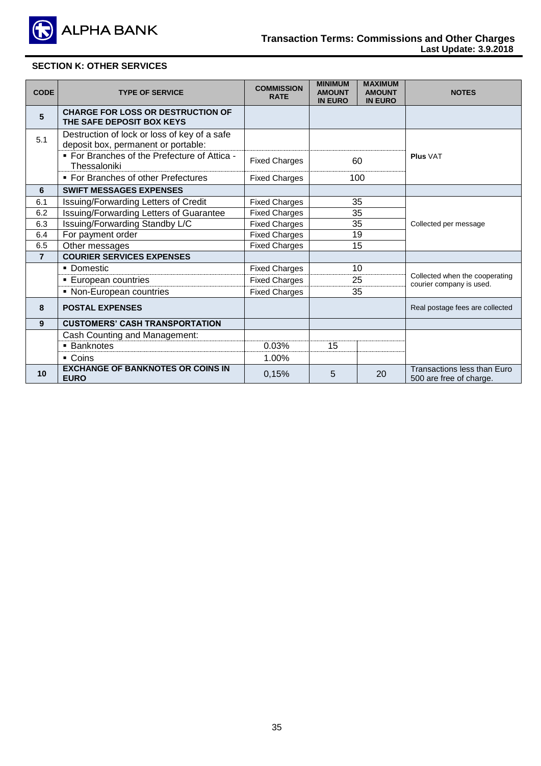## SECTION K: OTHER SERVICES

| CODE | TYPE OF SERVICE | COMMISSION RATE | MINIMUM AMOUNT IN EURO | MAXIMUM AMOUNT IN EURO | NOTES |
|---|---|---|---|---|---|
| **5** | **CHARGE FOR LOSS OR DESTRUCTION OF THE SAFE DEPOSIT BOX KEYS** | | | | |
| 5.1 | Destruction of lock or loss of key of a safe deposit box, permanent or portable: | | | | **Plus** VAT |
| | ▪ For Branches of the Prefecture of Attica - Thessaloniki | Fixed Charges | 60 | | |
| | ▪ For Branches of other Prefectures | Fixed Charges | 100 | | |
| **6** | **SWIFT MESSAGES EXPENSES** | | | | |
| 6.1 | Issuing/Forwarding Letters of Credit | Fixed Charges | 35 | | Collected per message |
| 6.2 | Issuing/Forwarding Letters of Guarantee | Fixed Charges | 35 | | |
| 6.3 | Issuing/Forwarding Standby L/C | Fixed Charges | 35 | | |
| 6.4 | For payment order | Fixed Charges | 19 | | |
| 6.5 | Other messages | Fixed Charges | 15 | | |
| **7** | **COURIER SERVICES EXPENSES** | | | | |
| | ▪ Domestic | Fixed Charges | 10 | | Collected when the cooperating courier company is used. |
| | ▪ European countries | Fixed Charges | 25 | | |
| | ▪ Non-European countries | Fixed Charges | 35 | | |
| **8** | **POSTAL EXPENSES** | | | | Real postage fees are collected |
| **9** | **CUSTOMERS' CASH TRANSPORTATION** | | | | |
| | Cash Counting and Management: | | | | |
| | ▪ Banknotes | 0.03% | 15 | | |
| | ▪ Coins | 1.00% | | | |
| **10** | **EXCHANGE OF BANKNOTES OR COINS IN EURO** | 0,15% | 5 | 20 | Transactions less than Euro 500 are free of charge. |